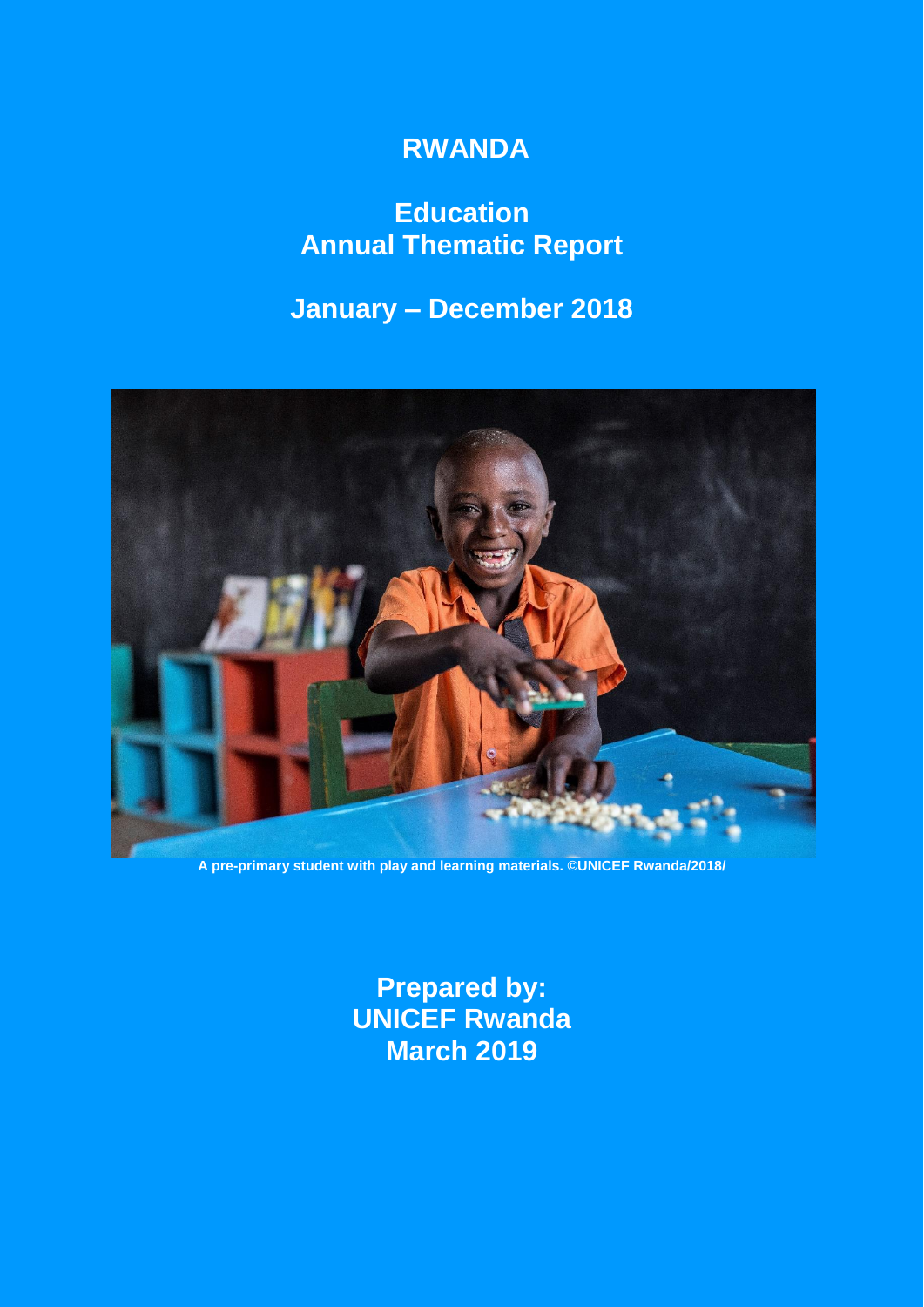# RWANDA

## Education
## Annual Thematic Report

## January – December 2018

A pre-primary student with play and learning materials. ©UNICEF Rwanda/2018/

**Prepared by:**
**UNICEF Rwanda**
**March 2019**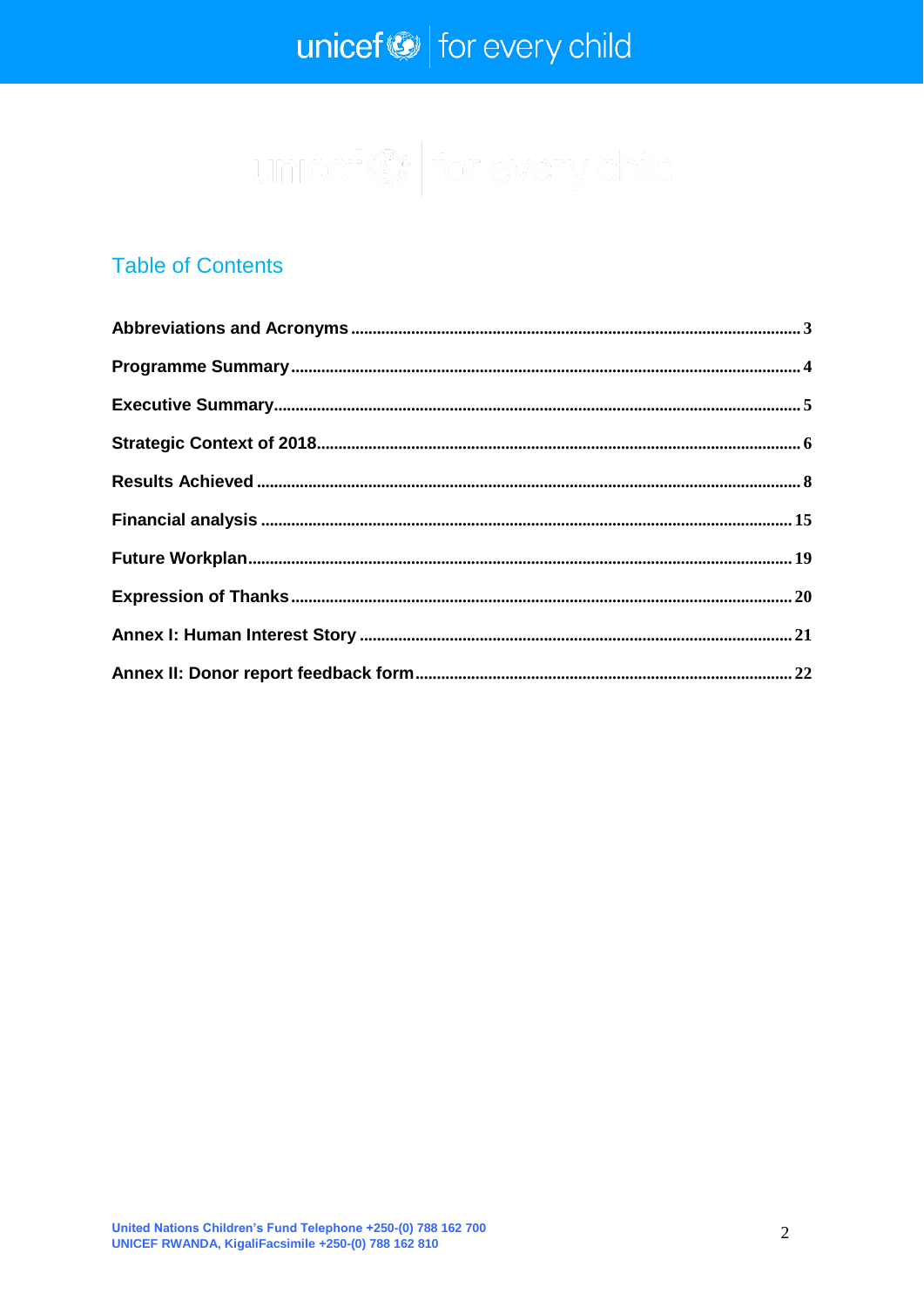## Table of Contents

| | |
|---|---|
| **Abbreviations and Acronyms** | **3** |
| **Programme Summary** | **4** |
| **Executive Summary** | **5** |
| **Strategic Context of 2018** | **6** |
| **Results Achieved** | **8** |
| **Financial analysis** | **15** |
| **Future Workplan** | **19** |
| **Expression of Thanks** | **20** |
| **Annex I: Human Interest Story** | **21** |
| **Annex II: Donor report feedback form** | **22** |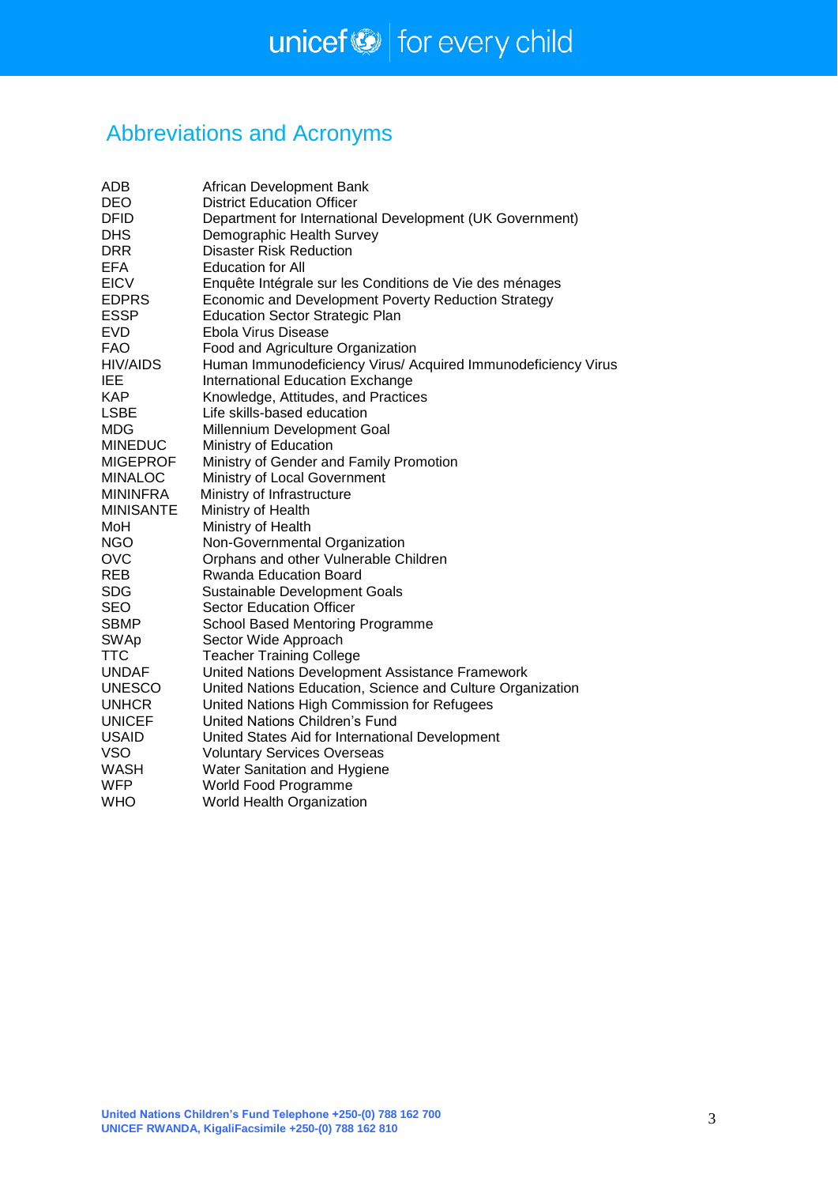## Abbreviations and Acronyms

| | |
|---|---|
| ADB | African Development Bank |
| DEO | District Education Officer |
| DFID | Department for International Development (UK Government) |
| DHS | Demographic Health Survey |
| DRR | Disaster Risk Reduction |
| EFA | Education for All |
| EICV | Enquête Intégrale sur les Conditions de Vie des ménages |
| EDPRS | Economic and Development Poverty Reduction Strategy |
| ESSP | Education Sector Strategic Plan |
| EVD | Ebola Virus Disease |
| FAO | Food and Agriculture Organization |
| HIV/AIDS | Human Immunodeficiency Virus/ Acquired Immunodeficiency Virus |
| IEE | International Education Exchange |
| KAP | Knowledge, Attitudes, and Practices |
| LSBE | Life skills-based education |
| MDG | Millennium Development Goal |
| MINEDUC | Ministry of Education |
| MIGEPROF | Ministry of Gender and Family Promotion |
| MINALOC | Ministry of Local Government |
| MININFRA | Ministry of Infrastructure |
| MINISANTE | Ministry of Health |
| MoH | Ministry of Health |
| NGO | Non-Governmental Organization |
| OVC | Orphans and other Vulnerable Children |
| REB | Rwanda Education Board |
| SDG | Sustainable Development Goals |
| SEO | Sector Education Officer |
| SBMP | School Based Mentoring Programme |
| SWAp | Sector Wide Approach |
| TTC | Teacher Training College |
| UNDAF | United Nations Development Assistance Framework |
| UNESCO | United Nations Education, Science and Culture Organization |
| UNHCR | United Nations High Commission for Refugees |
| UNICEF | United Nations Children's Fund |
| USAID | United States Aid for International Development |
| VSO | Voluntary Services Overseas |
| WASH | Water Sanitation and Hygiene |
| WFP | World Food Programme |
| WHO | World Health Organization |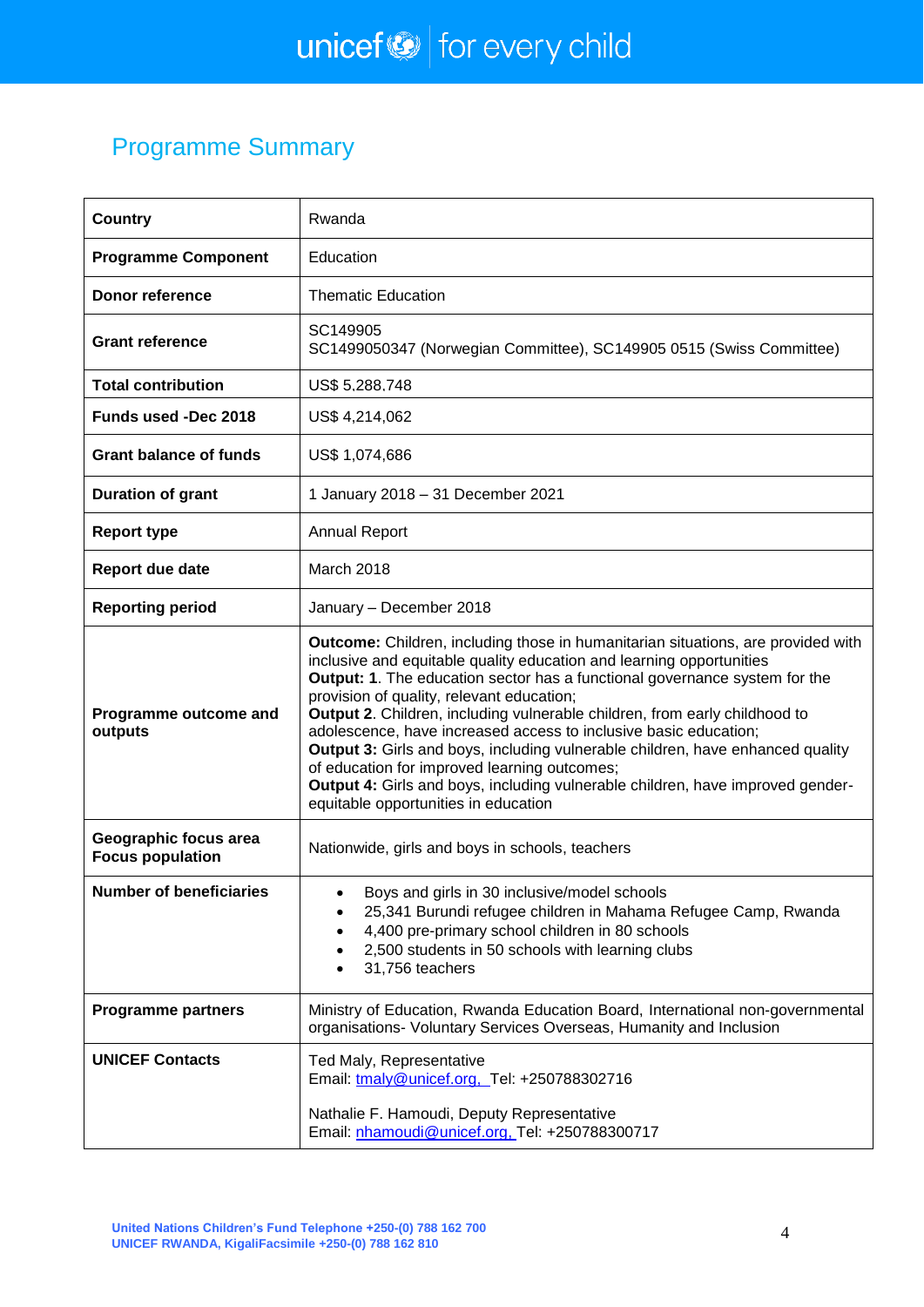## Programme Summary

| | |
|---|---|
| **Country** | Rwanda |
| **Programme Component** | Education |
| **Donor reference** | Thematic Education |
| **Grant reference** | SC149905<br>SC1499050347 (Norwegian Committee), SC149905 0515 (Swiss Committee) |
| **Total contribution** | US$ 5,288,748 |
| **Funds used -Dec 2018** | US$ 4,214,062 |
| **Grant balance of funds** | US$ 1,074,686 |
| **Duration of grant** | 1 January 2018 – 31 December 2021 |
| **Report type** | Annual Report |
| **Report due date** | March 2018 |
| **Reporting period** | January – December 2018 |
| **Programme outcome and outputs** | **Outcome:** Children, including those in humanitarian situations, are provided with inclusive and equitable quality education and learning opportunities<br>**Output: 1**. The education sector has a functional governance system for the provision of quality, relevant education;<br>**Output 2**. Children, including vulnerable children, from early childhood to adolescence, have increased access to inclusive basic education;<br>**Output 3:** Girls and boys, including vulnerable children, have enhanced quality of education for improved learning outcomes;<br>**Output 4:** Girls and boys, including vulnerable children, have improved gender-equitable opportunities in education |
| **Geographic focus area**<br>**Focus population** | Nationwide, girls and boys in schools, teachers |
| **Number of beneficiaries** | • Boys and girls in 30 inclusive/model schools<br>• 25,341 Burundi refugee children in Mahama Refugee Camp, Rwanda<br>• 4,400 pre-primary school children in 80 schools<br>• 2,500 students in 50 schools with learning clubs<br>• 31,756 teachers |
| **Programme partners** | Ministry of Education, Rwanda Education Board, International non-governmental organisations- Voluntary Services Overseas, Humanity and Inclusion |
| **UNICEF Contacts** | Ted Maly, Representative<br>Email: tmaly@unicef.org, Tel: +250788302716<br><br>Nathalie F. Hamoudi, Deputy Representative<br>Email: nhamoudi@unicef.org, Tel: +250788300717 |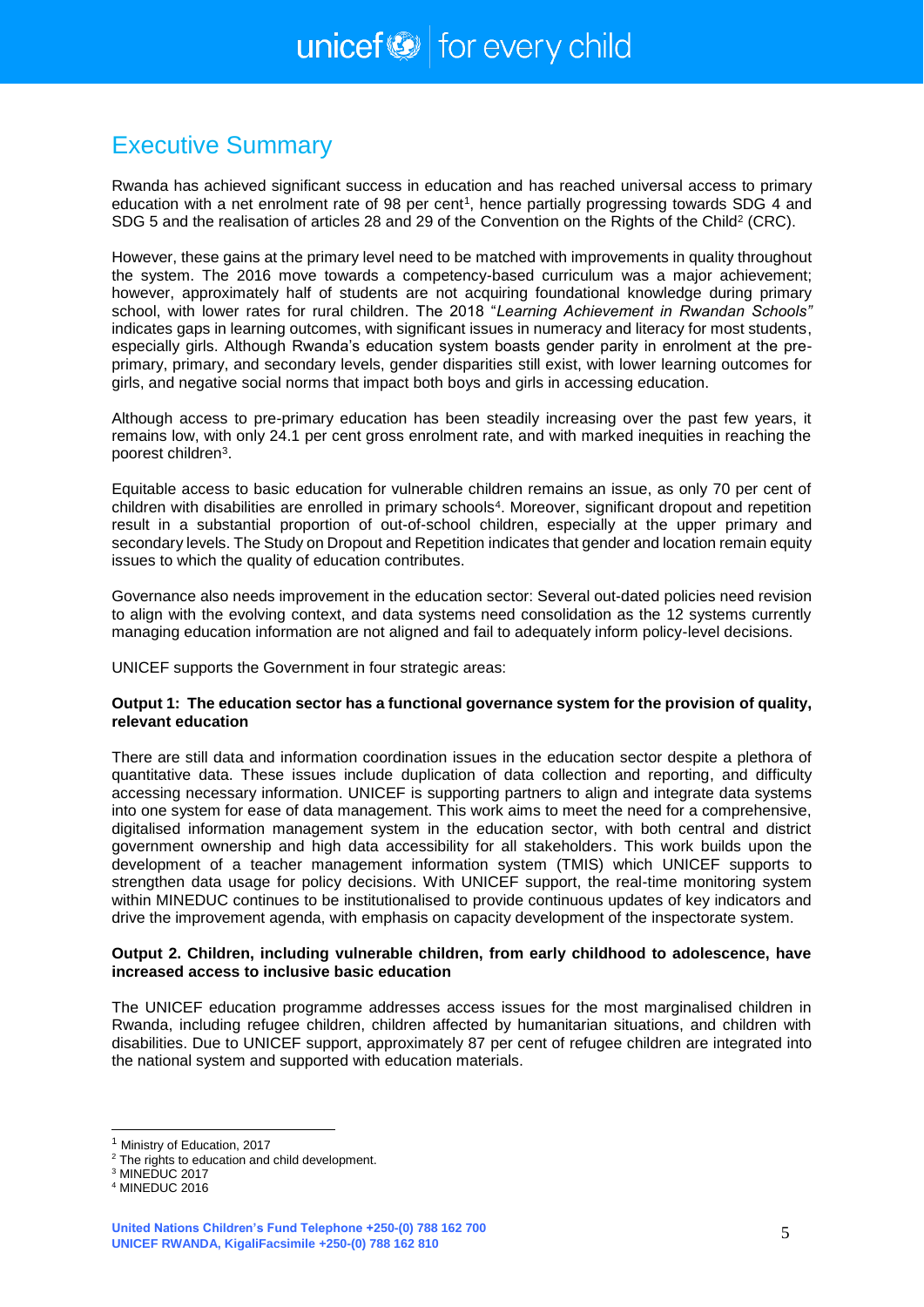# Executive Summary

Rwanda has achieved significant success in education and has reached universal access to primary education with a net enrolment rate of 98 per cent[1], hence partially progressing towards SDG 4 and SDG 5 and the realisation of articles 28 and 29 of the Convention on the Rights of the Child[2] (CRC).

However, these gains at the primary level need to be matched with improvements in quality throughout the system. The 2016 move towards a competency-based curriculum was a major achievement; however, approximately half of students are not acquiring foundational knowledge during primary school, with lower rates for rural children. The 2018 "*Learning Achievement in Rwandan Schools"* indicates gaps in learning outcomes, with significant issues in numeracy and literacy for most students, especially girls. Although Rwanda's education system boasts gender parity in enrolment at the pre-primary, primary, and secondary levels, gender disparities still exist, with lower learning outcomes for girls, and negative social norms that impact both boys and girls in accessing education.

Although access to pre-primary education has been steadily increasing over the past few years, it remains low, with only 24.1 per cent gross enrolment rate, and with marked inequities in reaching the poorest children[3].

Equitable access to basic education for vulnerable children remains an issue, as only 70 per cent of children with disabilities are enrolled in primary schools[4]. Moreover, significant dropout and repetition result in a substantial proportion of out-of-school children, especially at the upper primary and secondary levels. The Study on Dropout and Repetition indicates that gender and location remain equity issues to which the quality of education contributes.

Governance also needs improvement in the education sector: Several out-dated policies need revision to align with the evolving context, and data systems need consolidation as the 12 systems currently managing education information are not aligned and fail to adequately inform policy-level decisions.

UNICEF supports the Government in four strategic areas:

**Output 1: The education sector has a functional governance system for the provision of quality, relevant education**

There are still data and information coordination issues in the education sector despite a plethora of quantitative data. These issues include duplication of data collection and reporting, and difficulty accessing necessary information. UNICEF is supporting partners to align and integrate data systems into one system for ease of data management. This work aims to meet the need for a comprehensive, digitalised information management system in the education sector, with both central and district government ownership and high data accessibility for all stakeholders. This work builds upon the development of a teacher management information system (TMIS) which UNICEF supports to strengthen data usage for policy decisions. With UNICEF support, the real-time monitoring system within MINEDUC continues to be institutionalised to provide continuous updates of key indicators and drive the improvement agenda, with emphasis on capacity development of the inspectorate system.

**Output 2. Children, including vulnerable children, from early childhood to adolescence, have increased access to inclusive basic education**

The UNICEF education programme addresses access issues for the most marginalised children in Rwanda, including refugee children, children affected by humanitarian situations, and children with disabilities. Due to UNICEF support, approximately 87 per cent of refugee children are integrated into the national system and supported with education materials.

---

[1] Ministry of Education, 2017

[2] The rights to education and child development.

[3] MINEDUC 2017

[4] MINEDUC 2016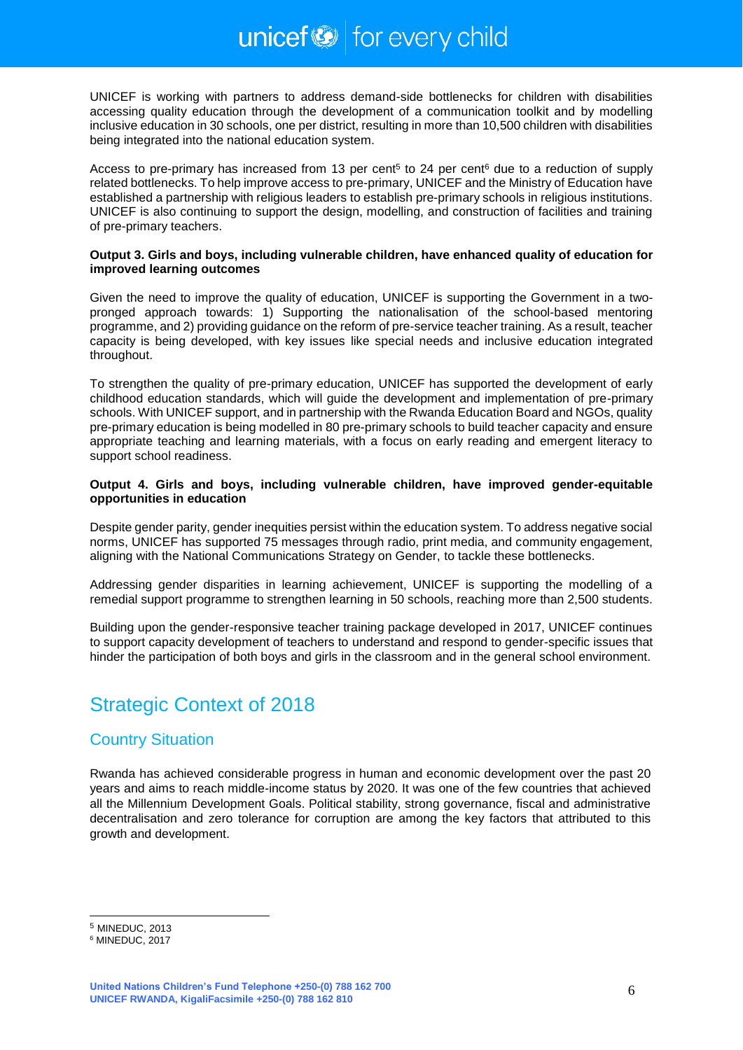UNICEF is working with partners to address demand-side bottlenecks for children with disabilities accessing quality education through the development of a communication toolkit and by modelling inclusive education in 30 schools, one per district, resulting in more than 10,500 children with disabilities being integrated into the national education system.

Access to pre-primary has increased from 13 per cent[5] to 24 per cent[6] due to a reduction of supply related bottlenecks. To help improve access to pre-primary, UNICEF and the Ministry of Education have established a partnership with religious leaders to establish pre-primary schools in religious institutions. UNICEF is also continuing to support the design, modelling, and construction of facilities and training of pre-primary teachers.

**Output 3. Girls and boys, including vulnerable children, have enhanced quality of education for improved learning outcomes**

Given the need to improve the quality of education, UNICEF is supporting the Government in a two-pronged approach towards: 1) Supporting the nationalisation of the school-based mentoring programme, and 2) providing guidance on the reform of pre-service teacher training. As a result, teacher capacity is being developed, with key issues like special needs and inclusive education integrated throughout.

To strengthen the quality of pre-primary education, UNICEF has supported the development of early childhood education standards, which will guide the development and implementation of pre-primary schools. With UNICEF support, and in partnership with the Rwanda Education Board and NGOs, quality pre-primary education is being modelled in 80 pre-primary schools to build teacher capacity and ensure appropriate teaching and learning materials, with a focus on early reading and emergent literacy to support school readiness.

**Output 4. Girls and boys, including vulnerable children, have improved gender-equitable opportunities in education**

Despite gender parity, gender inequities persist within the education system. To address negative social norms, UNICEF has supported 75 messages through radio, print media, and community engagement, aligning with the National Communications Strategy on Gender, to tackle these bottlenecks.

Addressing gender disparities in learning achievement, UNICEF is supporting the modelling of a remedial support programme to strengthen learning in 50 schools, reaching more than 2,500 students.

Building upon the gender-responsive teacher training package developed in 2017, UNICEF continues to support capacity development of teachers to understand and respond to gender-specific issues that hinder the participation of both boys and girls in the classroom and in the general school environment.

# Strategic Context of 2018

## Country Situation

Rwanda has achieved considerable progress in human and economic development over the past 20 years and aims to reach middle-income status by 2020. It was one of the few countries that achieved all the Millennium Development Goals. Political stability, strong governance, fiscal and administrative decentralisation and zero tolerance for corruption are among the key factors that attributed to this growth and development.

---

[5] MINEDUC, 2013

[6] MINEDUC, 2017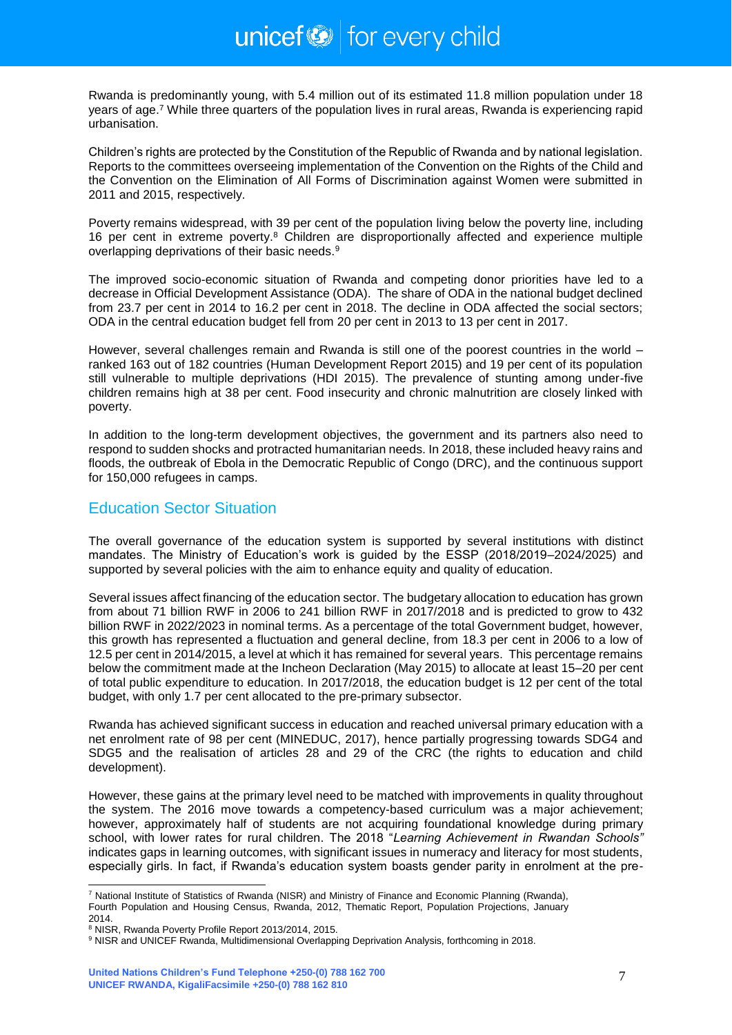Rwanda is predominantly young, with 5.4 million out of its estimated 11.8 million population under 18 years of age.[7] While three quarters of the population lives in rural areas, Rwanda is experiencing rapid urbanisation.

Children's rights are protected by the Constitution of the Republic of Rwanda and by national legislation. Reports to the committees overseeing implementation of the Convention on the Rights of the Child and the Convention on the Elimination of All Forms of Discrimination against Women were submitted in 2011 and 2015, respectively.

Poverty remains widespread, with 39 per cent of the population living below the poverty line, including 16 per cent in extreme poverty.[8] Children are disproportionally affected and experience multiple overlapping deprivations of their basic needs.[9]

The improved socio-economic situation of Rwanda and competing donor priorities have led to a decrease in Official Development Assistance (ODA). The share of ODA in the national budget declined from 23.7 per cent in 2014 to 16.2 per cent in 2018. The decline in ODA affected the social sectors; ODA in the central education budget fell from 20 per cent in 2013 to 13 per cent in 2017.

However, several challenges remain and Rwanda is still one of the poorest countries in the world – ranked 163 out of 182 countries (Human Development Report 2015) and 19 per cent of its population still vulnerable to multiple deprivations (HDI 2015). The prevalence of stunting among under-five children remains high at 38 per cent. Food insecurity and chronic malnutrition are closely linked with poverty.

In addition to the long-term development objectives, the government and its partners also need to respond to sudden shocks and protracted humanitarian needs. In 2018, these included heavy rains and floods, the outbreak of Ebola in the Democratic Republic of Congo (DRC), and the continuous support for 150,000 refugees in camps.

## Education Sector Situation

The overall governance of the education system is supported by several institutions with distinct mandates. The Ministry of Education's work is guided by the ESSP (2018/2019–2024/2025) and supported by several policies with the aim to enhance equity and quality of education.

Several issues affect financing of the education sector. The budgetary allocation to education has grown from about 71 billion RWF in 2006 to 241 billion RWF in 2017/2018 and is predicted to grow to 432 billion RWF in 2022/2023 in nominal terms. As a percentage of the total Government budget, however, this growth has represented a fluctuation and general decline, from 18.3 per cent in 2006 to a low of 12.5 per cent in 2014/2015, a level at which it has remained for several years. This percentage remains below the commitment made at the Incheon Declaration (May 2015) to allocate at least 15–20 per cent of total public expenditure to education. In 2017/2018, the education budget is 12 per cent of the total budget, with only 1.7 per cent allocated to the pre-primary subsector.

Rwanda has achieved significant success in education and reached universal primary education with a net enrolment rate of 98 per cent (MINEDUC, 2017), hence partially progressing towards SDG4 and SDG5 and the realisation of articles 28 and 29 of the CRC (the rights to education and child development).

However, these gains at the primary level need to be matched with improvements in quality throughout the system. The 2016 move towards a competency-based curriculum was a major achievement; however, approximately half of students are not acquiring foundational knowledge during primary school, with lower rates for rural children. The 2018 "*Learning Achievement in Rwandan Schools"* indicates gaps in learning outcomes, with significant issues in numeracy and literacy for most students, especially girls. In fact, if Rwanda's education system boasts gender parity in enrolment at the pre-

---

[7] National Institute of Statistics of Rwanda (NISR) and Ministry of Finance and Economic Planning (Rwanda), Fourth Population and Housing Census, Rwanda, 2012, Thematic Report, Population Projections, January 2014.

[8] NISR, Rwanda Poverty Profile Report 2013/2014, 2015.

[9] NISR and UNICEF Rwanda, Multidimensional Overlapping Deprivation Analysis, forthcoming in 2018.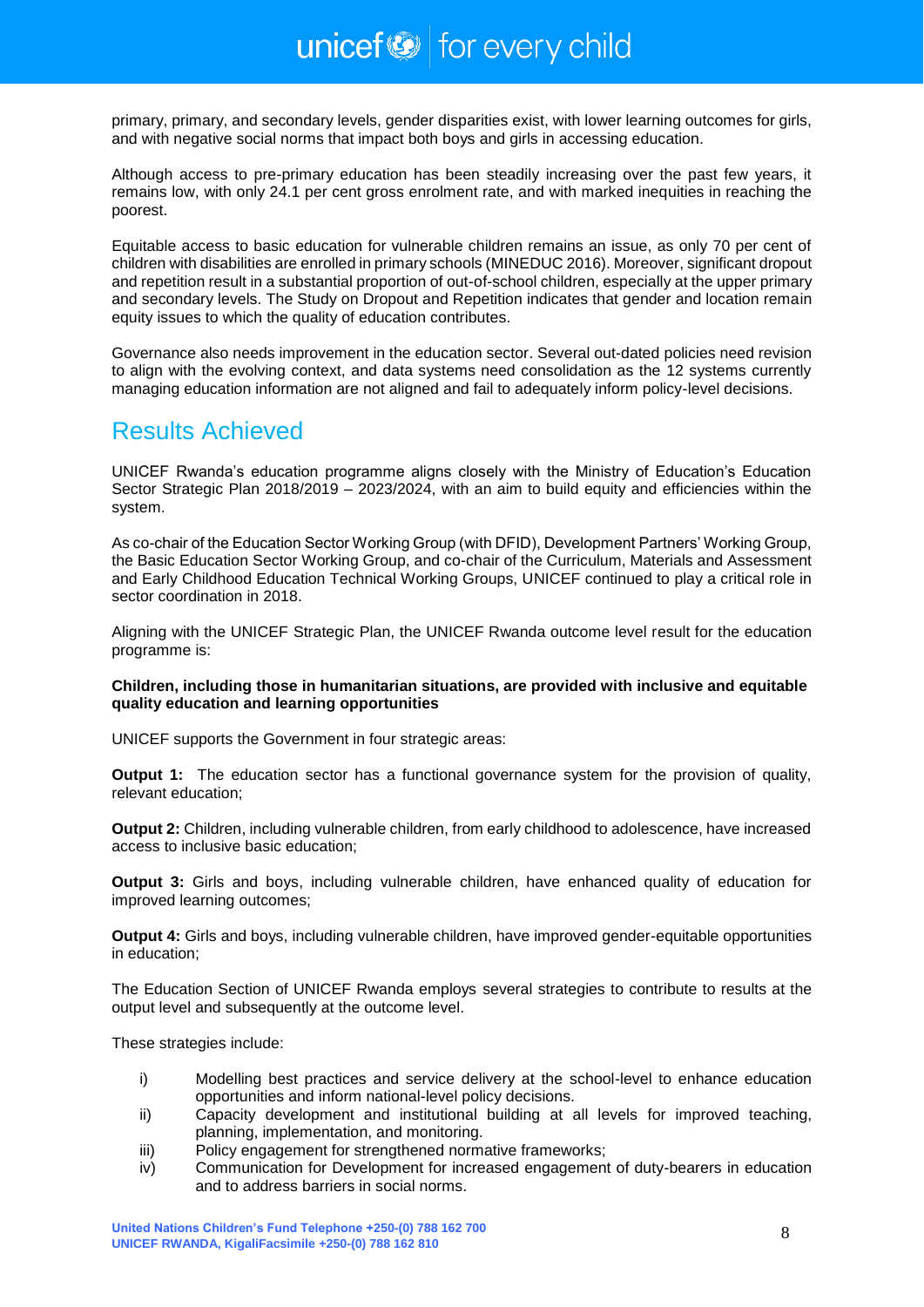primary, primary, and secondary levels, gender disparities exist, with lower learning outcomes for girls, and with negative social norms that impact both boys and girls in accessing education.

Although access to pre-primary education has been steadily increasing over the past few years, it remains low, with only 24.1 per cent gross enrolment rate, and with marked inequities in reaching the poorest.

Equitable access to basic education for vulnerable children remains an issue, as only 70 per cent of children with disabilities are enrolled in primary schools (MINEDUC 2016). Moreover, significant dropout and repetition result in a substantial proportion of out-of-school children, especially at the upper primary and secondary levels. The Study on Dropout and Repetition indicates that gender and location remain equity issues to which the quality of education contributes.

Governance also needs improvement in the education sector. Several out-dated policies need revision to align with the evolving context, and data systems need consolidation as the 12 systems currently managing education information are not aligned and fail to adequately inform policy-level decisions.

## Results Achieved

UNICEF Rwanda's education programme aligns closely with the Ministry of Education's Education Sector Strategic Plan 2018/2019 – 2023/2024, with an aim to build equity and efficiencies within the system.

As co-chair of the Education Sector Working Group (with DFID), Development Partners' Working Group, the Basic Education Sector Working Group, and co-chair of the Curriculum, Materials and Assessment and Early Childhood Education Technical Working Groups, UNICEF continued to play a critical role in sector coordination in 2018.

Aligning with the UNICEF Strategic Plan, the UNICEF Rwanda outcome level result for the education programme is:

**Children, including those in humanitarian situations, are provided with inclusive and equitable quality education and learning opportunities**

UNICEF supports the Government in four strategic areas:

**Output 1:** The education sector has a functional governance system for the provision of quality, relevant education;

**Output 2:** Children, including vulnerable children, from early childhood to adolescence, have increased access to inclusive basic education;

**Output 3:** Girls and boys, including vulnerable children, have enhanced quality of education for improved learning outcomes;

**Output 4:** Girls and boys, including vulnerable children, have improved gender-equitable opportunities in education;

The Education Section of UNICEF Rwanda employs several strategies to contribute to results at the output level and subsequently at the outcome level.

These strategies include:

i) Modelling best practices and service delivery at the school-level to enhance education opportunities and inform national-level policy decisions.
ii) Capacity development and institutional building at all levels for improved teaching, planning, implementation, and monitoring.
iii) Policy engagement for strengthened normative frameworks;
iv) Communication for Development for increased engagement of duty-bearers in education and to address barriers in social norms.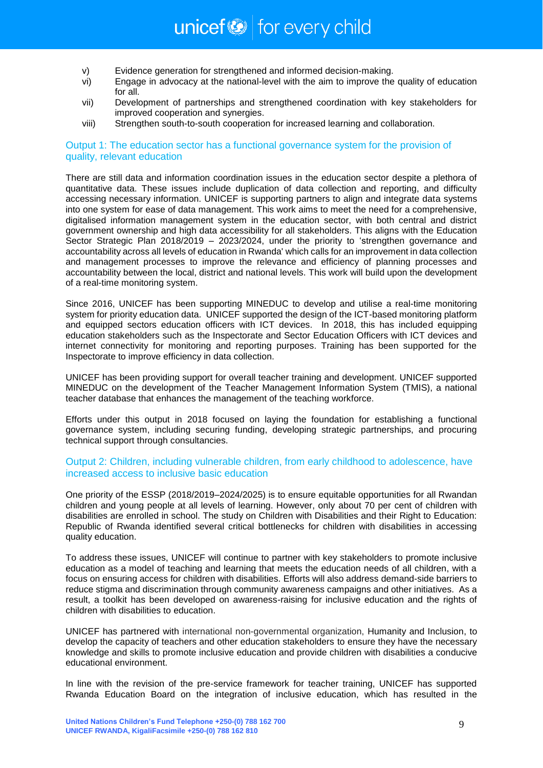v) Evidence generation for strengthened and informed decision-making.
vi) Engage in advocacy at the national-level with the aim to improve the quality of education for all.
vii) Development of partnerships and strengthened coordination with key stakeholders for improved cooperation and synergies.
viii) Strengthen south-to-south cooperation for increased learning and collaboration.

## Output 1: The education sector has a functional governance system for the provision of quality, relevant education

There are still data and information coordination issues in the education sector despite a plethora of quantitative data. These issues include duplication of data collection and reporting, and difficulty accessing necessary information. UNICEF is supporting partners to align and integrate data systems into one system for ease of data management. This work aims to meet the need for a comprehensive, digitalised information management system in the education sector, with both central and district government ownership and high data accessibility for all stakeholders. This aligns with the Education Sector Strategic Plan 2018/2019 – 2023/2024, under the priority to 'strengthen governance and accountability across all levels of education in Rwanda' which calls for an improvement in data collection and management processes to improve the relevance and efficiency of planning processes and accountability between the local, district and national levels. This work will build upon the development of a real-time monitoring system.

Since 2016, UNICEF has been supporting MINEDUC to develop and utilise a real-time monitoring system for priority education data. UNICEF supported the design of the ICT-based monitoring platform and equipped sectors education officers with ICT devices. In 2018, this has included equipping education stakeholders such as the Inspectorate and Sector Education Officers with ICT devices and internet connectivity for monitoring and reporting purposes. Training has been supported for the Inspectorate to improve efficiency in data collection.

UNICEF has been providing support for overall teacher training and development. UNICEF supported MINEDUC on the development of the Teacher Management Information System (TMIS), a national teacher database that enhances the management of the teaching workforce.

Efforts under this output in 2018 focused on laying the foundation for establishing a functional governance system, including securing funding, developing strategic partnerships, and procuring technical support through consultancies.

## Output 2: Children, including vulnerable children, from early childhood to adolescence, have increased access to inclusive basic education

One priority of the ESSP (2018/2019–2024/2025) is to ensure equitable opportunities for all Rwandan children and young people at all levels of learning. However, only about 70 per cent of children with disabilities are enrolled in school. The study on Children with Disabilities and their Right to Education: Republic of Rwanda identified several critical bottlenecks for children with disabilities in accessing quality education.

To address these issues, UNICEF will continue to partner with key stakeholders to promote inclusive education as a model of teaching and learning that meets the education needs of all children, with a focus on ensuring access for children with disabilities. Efforts will also address demand-side barriers to reduce stigma and discrimination through community awareness campaigns and other initiatives. As a result, a toolkit has been developed on awareness-raising for inclusive education and the rights of children with disabilities to education.

UNICEF has partnered with international non-governmental organization, Humanity and Inclusion, to develop the capacity of teachers and other education stakeholders to ensure they have the necessary knowledge and skills to promote inclusive education and provide children with disabilities a conducive educational environment.

In line with the revision of the pre-service framework for teacher training, UNICEF has supported Rwanda Education Board on the integration of inclusive education, which has resulted in the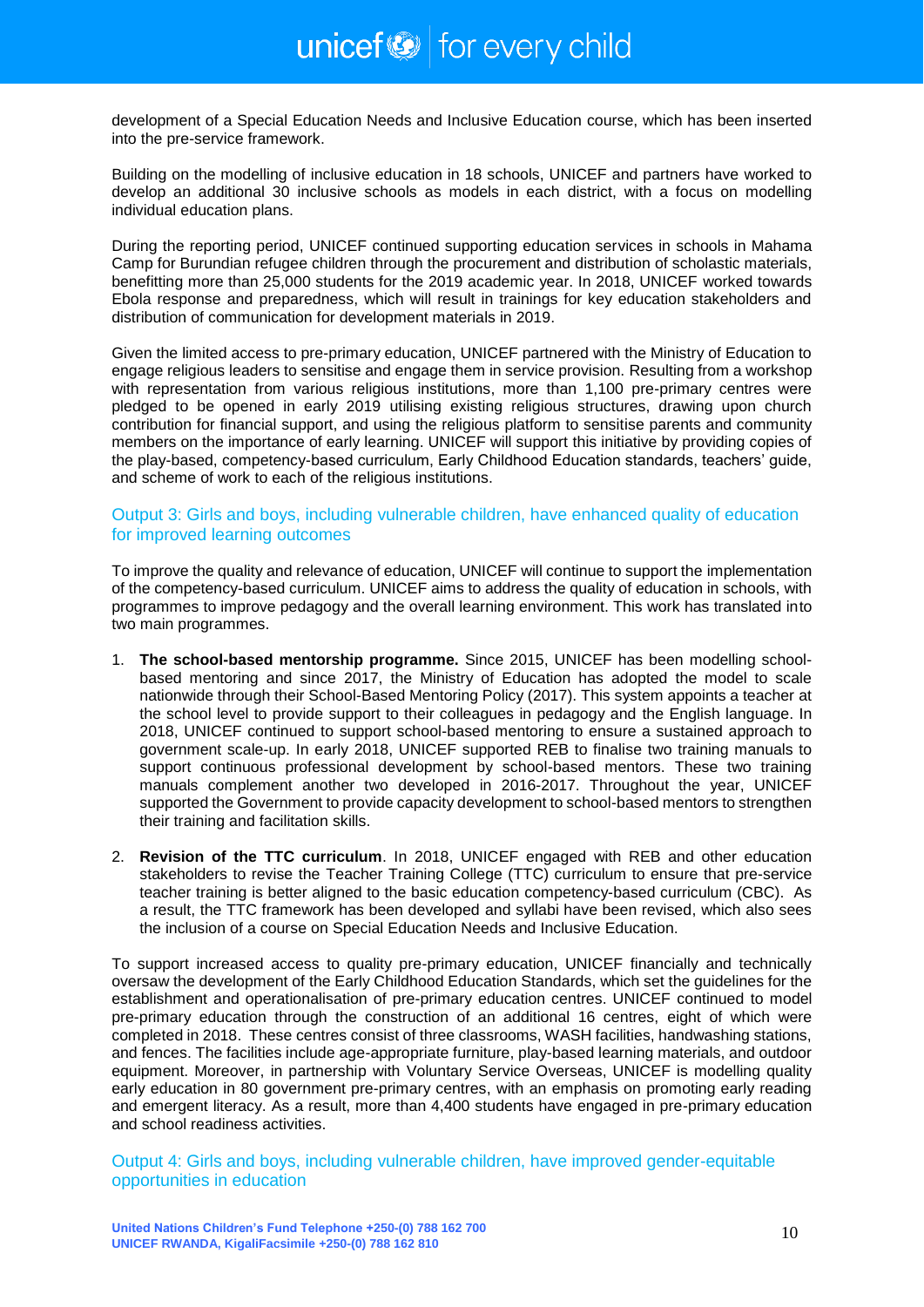development of a Special Education Needs and Inclusive Education course, which has been inserted into the pre-service framework.

Building on the modelling of inclusive education in 18 schools, UNICEF and partners have worked to develop an additional 30 inclusive schools as models in each district, with a focus on modelling individual education plans.

During the reporting period, UNICEF continued supporting education services in schools in Mahama Camp for Burundian refugee children through the procurement and distribution of scholastic materials, benefitting more than 25,000 students for the 2019 academic year. In 2018, UNICEF worked towards Ebola response and preparedness, which will result in trainings for key education stakeholders and distribution of communication for development materials in 2019.

Given the limited access to pre-primary education, UNICEF partnered with the Ministry of Education to engage religious leaders to sensitise and engage them in service provision. Resulting from a workshop with representation from various religious institutions, more than 1,100 pre-primary centres were pledged to be opened in early 2019 utilising existing religious structures, drawing upon church contribution for financial support, and using the religious platform to sensitise parents and community members on the importance of early learning. UNICEF will support this initiative by providing copies of the play-based, competency-based curriculum, Early Childhood Education standards, teachers' guide, and scheme of work to each of the religious institutions.

## Output 3: Girls and boys, including vulnerable children, have enhanced quality of education for improved learning outcomes

To improve the quality and relevance of education, UNICEF will continue to support the implementation of the competency-based curriculum. UNICEF aims to address the quality of education in schools, with programmes to improve pedagogy and the overall learning environment. This work has translated into two main programmes.

1. **The school-based mentorship programme.** Since 2015, UNICEF has been modelling school-based mentoring and since 2017, the Ministry of Education has adopted the model to scale nationwide through their School-Based Mentoring Policy (2017). This system appoints a teacher at the school level to provide support to their colleagues in pedagogy and the English language. In 2018, UNICEF continued to support school-based mentoring to ensure a sustained approach to government scale-up. In early 2018, UNICEF supported REB to finalise two training manuals to support continuous professional development by school-based mentors. These two training manuals complement another two developed in 2016-2017. Throughout the year, UNICEF supported the Government to provide capacity development to school-based mentors to strengthen their training and facilitation skills.
2. **Revision of the TTC curriculum**. In 2018, UNICEF engaged with REB and other education stakeholders to revise the Teacher Training College (TTC) curriculum to ensure that pre-service teacher training is better aligned to the basic education competency-based curriculum (CBC). As a result, the TTC framework has been developed and syllabi have been revised, which also sees the inclusion of a course on Special Education Needs and Inclusive Education.

To support increased access to quality pre-primary education, UNICEF financially and technically oversaw the development of the Early Childhood Education Standards, which set the guidelines for the establishment and operationalisation of pre-primary education centres. UNICEF continued to model pre-primary education through the construction of an additional 16 centres, eight of which were completed in 2018. These centres consist of three classrooms, WASH facilities, handwashing stations, and fences. The facilities include age-appropriate furniture, play-based learning materials, and outdoor equipment. Moreover, in partnership with Voluntary Service Overseas, UNICEF is modelling quality early education in 80 government pre-primary centres, with an emphasis on promoting early reading and emergent literacy. As a result, more than 4,400 students have engaged in pre-primary education and school readiness activities.

## Output 4: Girls and boys, including vulnerable children, have improved gender-equitable opportunities in education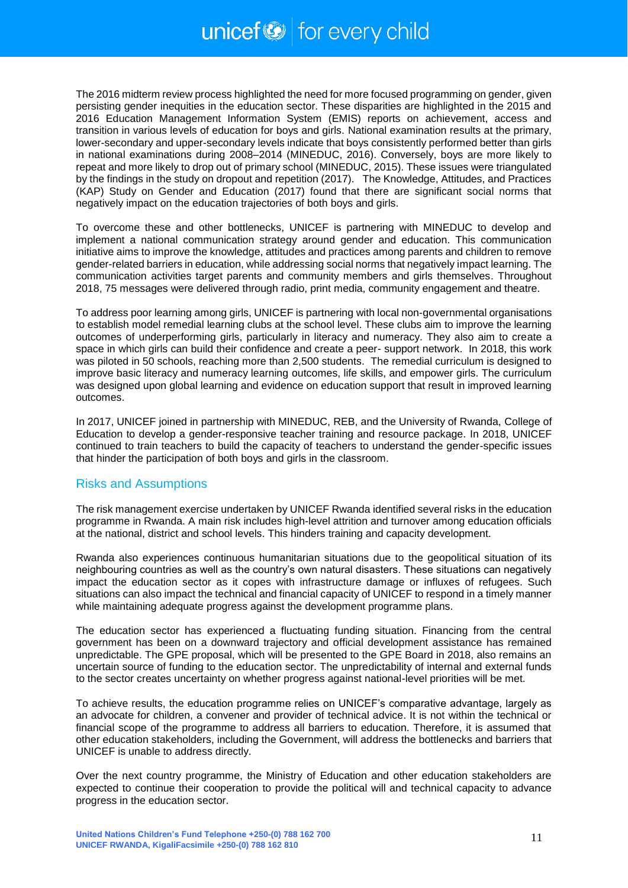The 2016 midterm review process highlighted the need for more focused programming on gender, given persisting gender inequities in the education sector. These disparities are highlighted in the 2015 and 2016 Education Management Information System (EMIS) reports on achievement, access and transition in various levels of education for boys and girls. National examination results at the primary, lower-secondary and upper-secondary levels indicate that boys consistently performed better than girls in national examinations during 2008–2014 (MINEDUC, 2016). Conversely, boys are more likely to repeat and more likely to drop out of primary school (MINEDUC, 2015). These issues were triangulated by the findings in the study on dropout and repetition (2017). The Knowledge, Attitudes, and Practices (KAP) Study on Gender and Education (2017) found that there are significant social norms that negatively impact on the education trajectories of both boys and girls.

To overcome these and other bottlenecks, UNICEF is partnering with MINEDUC to develop and implement a national communication strategy around gender and education. This communication initiative aims to improve the knowledge, attitudes and practices among parents and children to remove gender-related barriers in education, while addressing social norms that negatively impact learning. The communication activities target parents and community members and girls themselves. Throughout 2018, 75 messages were delivered through radio, print media, community engagement and theatre.

To address poor learning among girls, UNICEF is partnering with local non-governmental organisations to establish model remedial learning clubs at the school level. These clubs aim to improve the learning outcomes of underperforming girls, particularly in literacy and numeracy. They also aim to create a space in which girls can build their confidence and create a peer- support network. In 2018, this work was piloted in 50 schools, reaching more than 2,500 students. The remedial curriculum is designed to improve basic literacy and numeracy learning outcomes, life skills, and empower girls. The curriculum was designed upon global learning and evidence on education support that result in improved learning outcomes.

In 2017, UNICEF joined in partnership with MINEDUC, REB, and the University of Rwanda, College of Education to develop a gender-responsive teacher training and resource package. In 2018, UNICEF continued to train teachers to build the capacity of teachers to understand the gender-specific issues that hinder the participation of both boys and girls in the classroom.

## Risks and Assumptions

The risk management exercise undertaken by UNICEF Rwanda identified several risks in the education programme in Rwanda. A main risk includes high-level attrition and turnover among education officials at the national, district and school levels. This hinders training and capacity development.

Rwanda also experiences continuous humanitarian situations due to the geopolitical situation of its neighbouring countries as well as the country's own natural disasters. These situations can negatively impact the education sector as it copes with infrastructure damage or influxes of refugees. Such situations can also impact the technical and financial capacity of UNICEF to respond in a timely manner while maintaining adequate progress against the development programme plans.

The education sector has experienced a fluctuating funding situation. Financing from the central government has been on a downward trajectory and official development assistance has remained unpredictable. The GPE proposal, which will be presented to the GPE Board in 2018, also remains an uncertain source of funding to the education sector. The unpredictability of internal and external funds to the sector creates uncertainty on whether progress against national-level priorities will be met.

To achieve results, the education programme relies on UNICEF's comparative advantage, largely as an advocate for children, a convener and provider of technical advice. It is not within the technical or financial scope of the programme to address all barriers to education. Therefore, it is assumed that other education stakeholders, including the Government, will address the bottlenecks and barriers that UNICEF is unable to address directly.

Over the next country programme, the Ministry of Education and other education stakeholders are expected to continue their cooperation to provide the political will and technical capacity to advance progress in the education sector.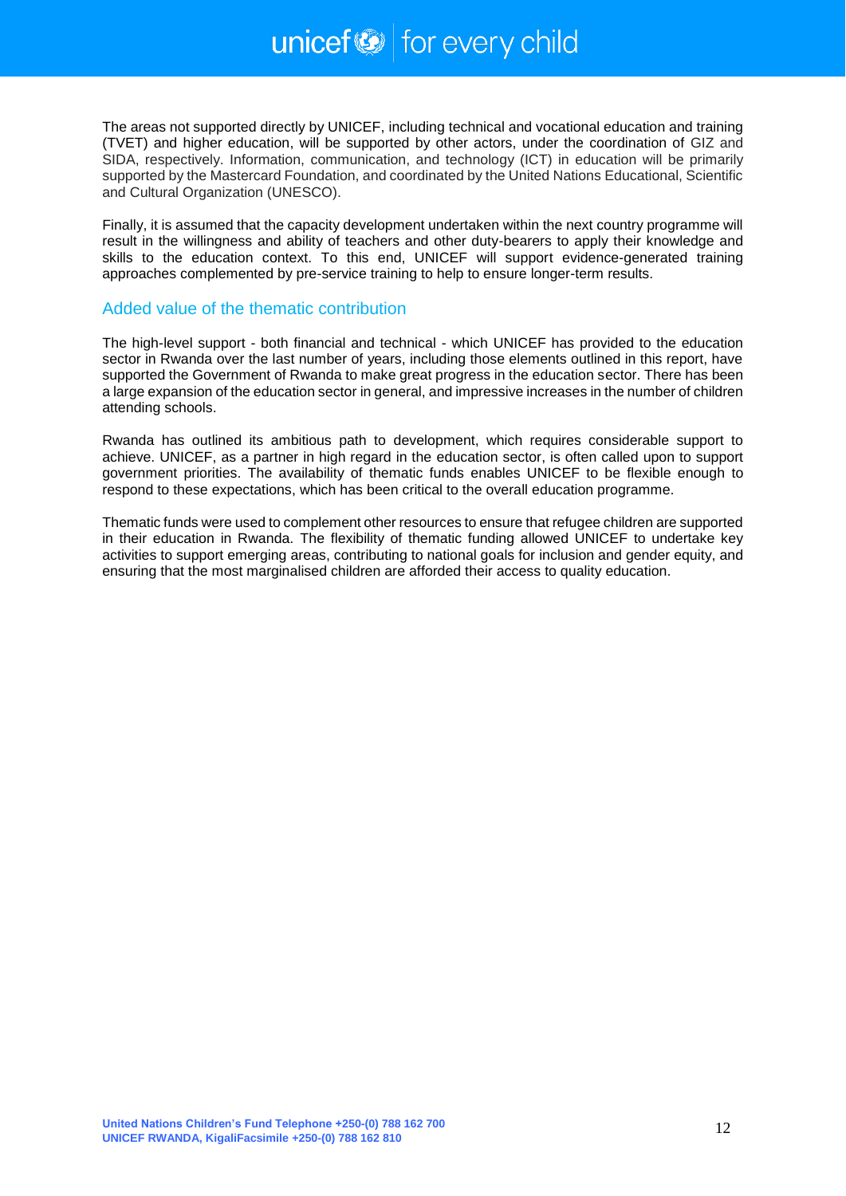The areas not supported directly by UNICEF, including technical and vocational education and training (TVET) and higher education, will be supported by other actors, under the coordination of GIZ and SIDA, respectively. Information, communication, and technology (ICT) in education will be primarily supported by the Mastercard Foundation, and coordinated by the United Nations Educational, Scientific and Cultural Organization (UNESCO).

Finally, it is assumed that the capacity development undertaken within the next country programme will result in the willingness and ability of teachers and other duty-bearers to apply their knowledge and skills to the education context. To this end, UNICEF will support evidence-generated training approaches complemented by pre-service training to help to ensure longer-term results.

## Added value of the thematic contribution

The high-level support - both financial and technical - which UNICEF has provided to the education sector in Rwanda over the last number of years, including those elements outlined in this report, have supported the Government of Rwanda to make great progress in the education sector. There has been a large expansion of the education sector in general, and impressive increases in the number of children attending schools.

Rwanda has outlined its ambitious path to development, which requires considerable support to achieve. UNICEF, as a partner in high regard in the education sector, is often called upon to support government priorities. The availability of thematic funds enables UNICEF to be flexible enough to respond to these expectations, which has been critical to the overall education programme.

Thematic funds were used to complement other resources to ensure that refugee children are supported in their education in Rwanda. The flexibility of thematic funding allowed UNICEF to undertake key activities to support emerging areas, contributing to national goals for inclusion and gender equity, and ensuring that the most marginalised children are afforded their access to quality education.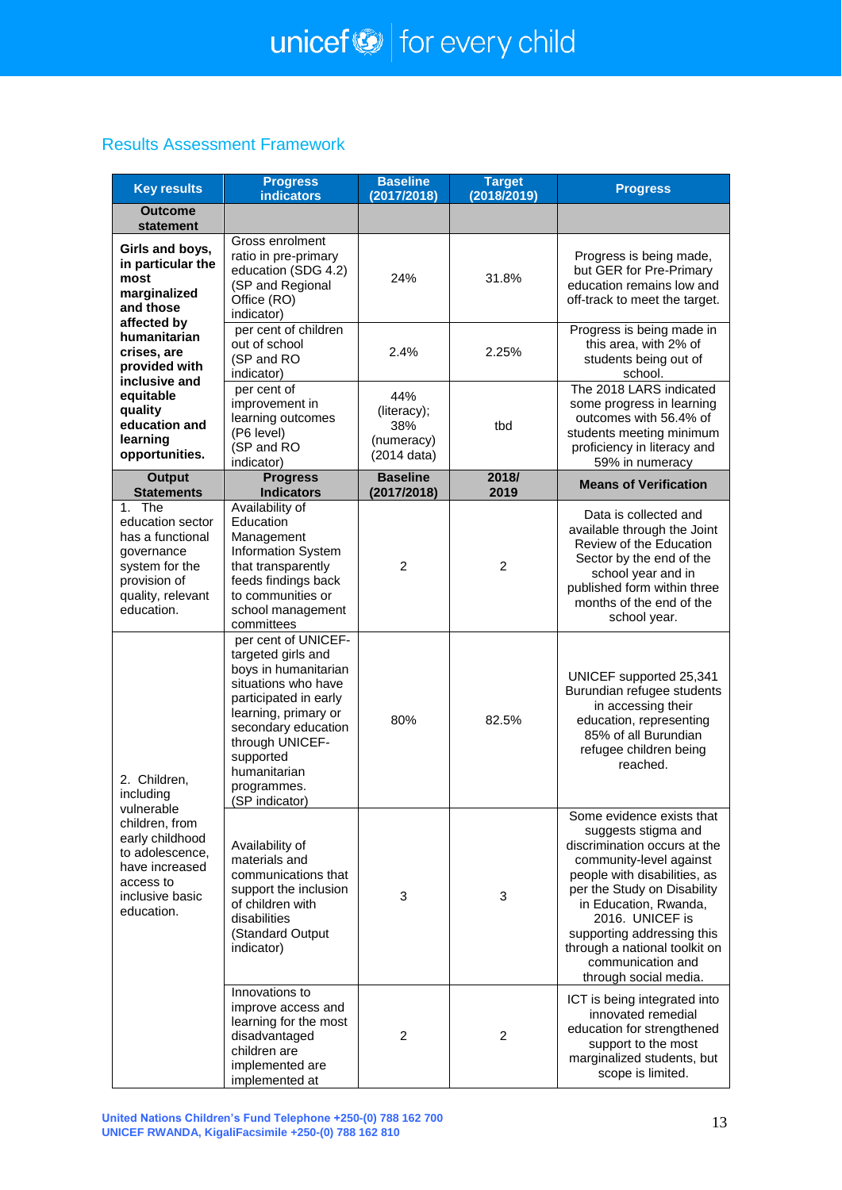## Results Assessment Framework

| Key results | Progress indicators | Baseline (2017/2018) | Target (2018/2019) | Progress |
|---|---|---|---|---|
| **Outcome statement** | | | | |
| **Girls and boys, in particular the most marginalized and those affected by humanitarian crises, are provided with inclusive and equitable quality education and learning opportunities.** | Gross enrolment ratio in pre-primary education (SDG 4.2) (SP and Regional Office (RO) indicator) | 24% | 31.8% | Progress is being made, but GER for Pre-Primary education remains low and off-track to meet the target. |
| | per cent of children out of school (SP and RO indicator) | 2.4% | 2.25% | Progress is being made in this area, with 2% of students being out of school. |
| | per cent of improvement in learning outcomes (P6 level) (SP and RO indicator) | 44% (literacy); 38% (numeracy) (2014 data) | tbd | The 2018 LARS indicated some progress in learning outcomes with 56.4% of students meeting minimum proficiency in literacy and 59% in numeracy |
| **Output Statements** | **Progress Indicators** | **Baseline (2017/2018)** | **2018/ 2019** | **Means of Verification** |
| 1. The education sector has a functional governance system for the provision of quality, relevant education. | Availability of Education Management Information System that transparently feeds findings back to communities or school management committees | 2 | 2 | Data is collected and available through the Joint Review of the Education Sector by the end of the school year and in published form within three months of the end of the school year. |
| 2. Children, including vulnerable children, from early childhood to adolescence, have increased access to inclusive basic education. | per cent of UNICEF-targeted girls and boys in humanitarian situations who have participated in early learning, primary or secondary education through UNICEF-supported humanitarian programmes. (SP indicator) | 80% | 82.5% | UNICEF supported 25,341 Burundian refugee students in accessing their education, representing 85% of all Burundian refugee children being reached. |
| | Availability of materials and communications that support the inclusion of children with disabilities (Standard Output indicator) | 3 | 3 | Some evidence exists that suggests stigma and discrimination occurs at the community-level against people with disabilities, as per the Study on Disability in Education, Rwanda, 2016. UNICEF is supporting addressing this through a national toolkit on communication and through social media. |
| | Innovations to improve access and learning for the most disadvantaged children are implemented are implemented at | 2 | 2 | ICT is being integrated into innovated remedial education for strengthened support to the most marginalized students, but scope is limited. |

**United Nations Children's Fund Telephone +250-(0) 788 162 700**
**UNICEF RWANDA, KigaliFacsimile +250-(0) 788 162 810**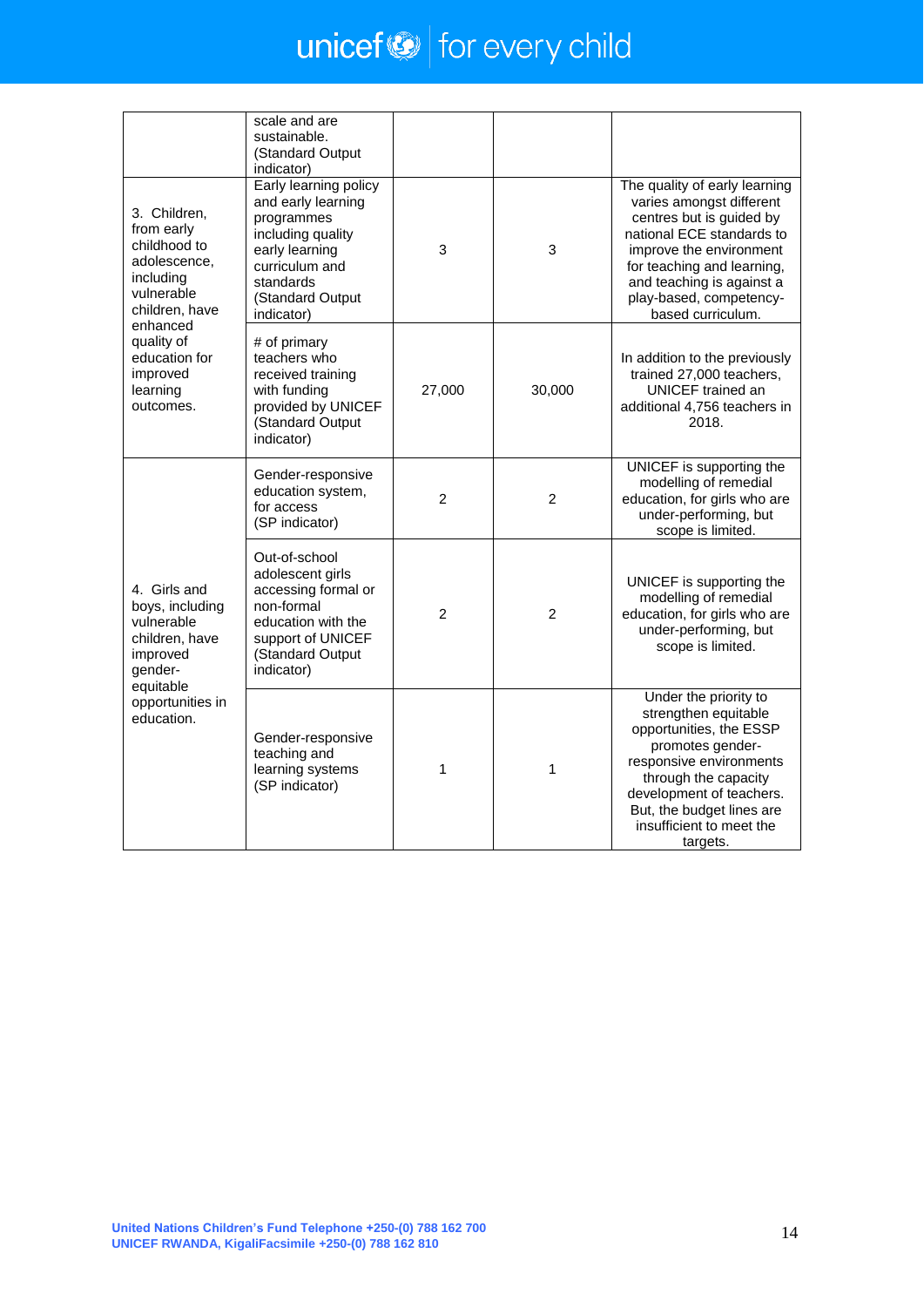| | | | | |
|---|---|---|---|---|
| | scale and are sustainable. (Standard Output indicator) | | | |
| 3. Children, from early childhood to adolescence, including vulnerable children, have enhanced quality of education for improved learning outcomes. | Early learning policy and early learning programmes including quality early learning curriculum and standards (Standard Output indicator) | 3 | 3 | The quality of early learning varies amongst different centres but is guided by national ECE standards to improve the environment for teaching and learning, and teaching is against a play-based, competency-based curriculum. |
| | # of primary teachers who received training with funding provided by UNICEF (Standard Output indicator) | 27,000 | 30,000 | In addition to the previously trained 27,000 teachers, UNICEF trained an additional 4,756 teachers in 2018. |
| 4. Girls and boys, including vulnerable children, have improved gender-equitable opportunities in education. | Gender-responsive education system, for access (SP indicator) | 2 | 2 | UNICEF is supporting the modelling of remedial education, for girls who are under-performing, but scope is limited. |
| | Out-of-school adolescent girls accessing formal or non-formal education with the support of UNICEF (Standard Output indicator) | 2 | 2 | UNICEF is supporting the modelling of remedial education, for girls who are under-performing, but scope is limited. |
| | Gender-responsive teaching and learning systems (SP indicator) | 1 | 1 | Under the priority to strengthen equitable opportunities, the ESSP promotes gender-responsive environments through the capacity development of teachers. But, the budget lines are insufficient to meet the targets. |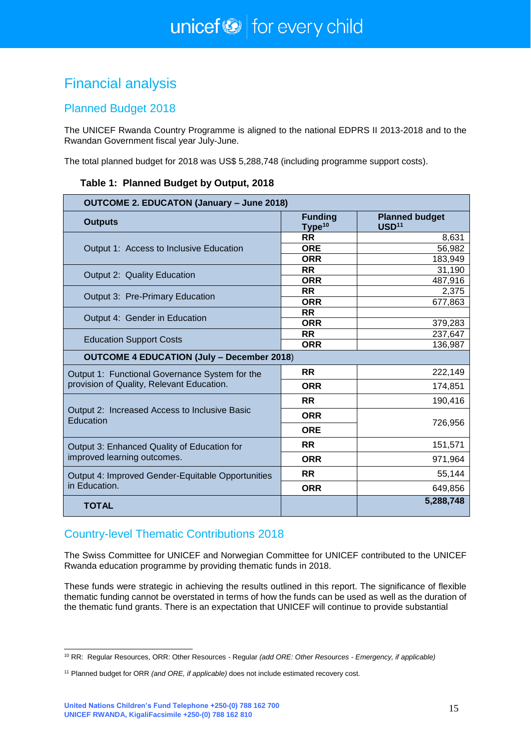# Financial analysis

## Planned Budget 2018

The UNICEF Rwanda Country Programme is aligned to the national EDPRS II 2013-2018 and to the Rwandan Government fiscal year July-June.

The total planned budget for 2018 was US$ 5,288,748 (including programme support costs).

**Table 1: Planned Budget by Output, 2018**

| **OUTCOME 2. EDUCATON (January – June 2018)** | | |
|---|---|---|
| **Outputs** | **Funding Type**[10] | **Planned budget USD**[11] |
| Output 1: Access to Inclusive Education | **RR** | 8,631 |
| | **ORE** | 56,982 |
| | **ORR** | 183,949 |
| Output 2: Quality Education | **RR** | 31,190 |
| | **ORR** | 487,916 |
| Output 3: Pre-Primary Education | **RR** | 2,375 |
| | **ORR** | 677,863 |
| Output 4: Gender in Education | **RR** | |
| | **ORR** | 379,283 |
| Education Support Costs | **RR** | 237,647 |
| | **ORR** | 136,987 |
| **OUTCOME 4 EDUCATION (July – December 2018)** | | |
| Output 1: Functional Governance System for the provision of Quality, Relevant Education. | **RR** | 222,149 |
| | **ORR** | 174,851 |
| Output 2: Increased Access to Inclusive Basic Education | **RR** | 190,416 |
| | **ORR** | 726,956 |
| | **ORE** | |
| Output 3: Enhanced Quality of Education for improved learning outcomes. | **RR** | 151,571 |
| | **ORR** | 971,964 |
| Output 4: Improved Gender-Equitable Opportunities in Education. | **RR** | 55,144 |
| | **ORR** | 649,856 |
| **TOTAL** | | **5,288,748** |

## Country-level Thematic Contributions 2018

The Swiss Committee for UNICEF and Norwegian Committee for UNICEF contributed to the UNICEF Rwanda education programme by providing thematic funds in 2018.

These funds were strategic in achieving the results outlined in this report. The significance of flexible thematic funding cannot be overstated in terms of how the funds can be used as well as the duration of the thematic fund grants. There is an expectation that UNICEF will continue to provide substantial

---

[10] RR: Regular Resources, ORR: Other Resources - Regular *(add ORE: Other Resources - Emergency, if applicable)*

[11] Planned budget for ORR *(and ORE, if applicable)* does not include estimated recovery cost.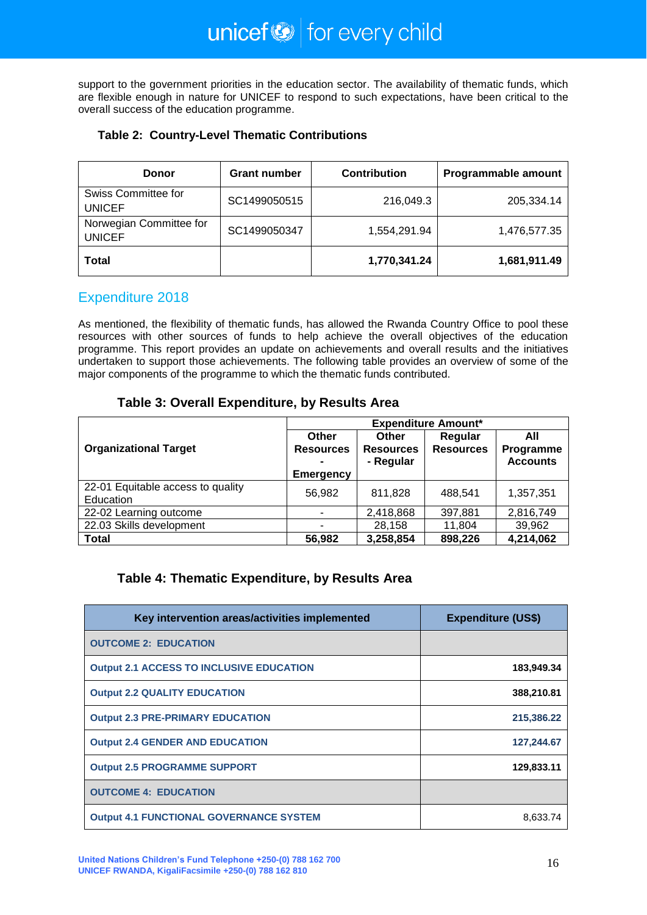support to the government priorities in the education sector. The availability of thematic funds, which are flexible enough in nature for UNICEF to respond to such expectations, have been critical to the overall success of the education programme.

**Table 2: Country-Level Thematic Contributions**

| Donor | Grant number | Contribution | Programmable amount |
|---|---|---|---|
| Swiss Committee for UNICEF | SC1499050515 | 216,049.3 | 205,334.14 |
| Norwegian Committee for UNICEF | SC1499050347 | 1,554,291.94 | 1,476,577.35 |
| **Total** | | **1,770,341.24** | **1,681,911.49** |

## Expenditure 2018

As mentioned, the flexibility of thematic funds, has allowed the Rwanda Country Office to pool these resources with other sources of funds to help achieve the overall objectives of the education programme. This report provides an update on achievements and overall results and the initiatives undertaken to support those achievements. The following table provides an overview of some of the major components of the programme to which the thematic funds contributed.

**Table 3: Overall Expenditure, by Results Area**

| Organizational Target | Expenditure Amount* | | | |
|---|---|---|---|---|
| | **Other Resources - Emergency** | **Other Resources - Regular** | **Regular Resources** | **All Programme Accounts** |
| 22-01 Equitable access to quality Education | 56,982 | 811,828 | 488,541 | 1,357,351 |
| 22-02 Learning outcome | - | 2,418,868 | 397,881 | 2,816,749 |
| 22.03 Skills development | - | 28,158 | 11,804 | 39,962 |
| **Total** | **56,982** | **3,258,854** | **898,226** | **4,214,062** |

**Table 4: Thematic Expenditure, by Results Area**

| Key intervention areas/activities implemented | Expenditure (US$) |
|---|---|
| **OUTCOME 2: EDUCATION** | |
| **Output 2.1 ACCESS TO INCLUSIVE EDUCATION** | **183,949.34** |
| **Output 2.2 QUALITY EDUCATION** | **388,210.81** |
| **Output 2.3 PRE-PRIMARY EDUCATION** | **215,386.22** |
| **Output 2.4 GENDER AND EDUCATION** | **127,244.67** |
| **Output 2.5 PROGRAMME SUPPORT** | **129,833.11** |
| **OUTCOME 4: EDUCATION** | |
| **Output 4.1 FUNCTIONAL GOVERNANCE SYSTEM** | 8,633.74 |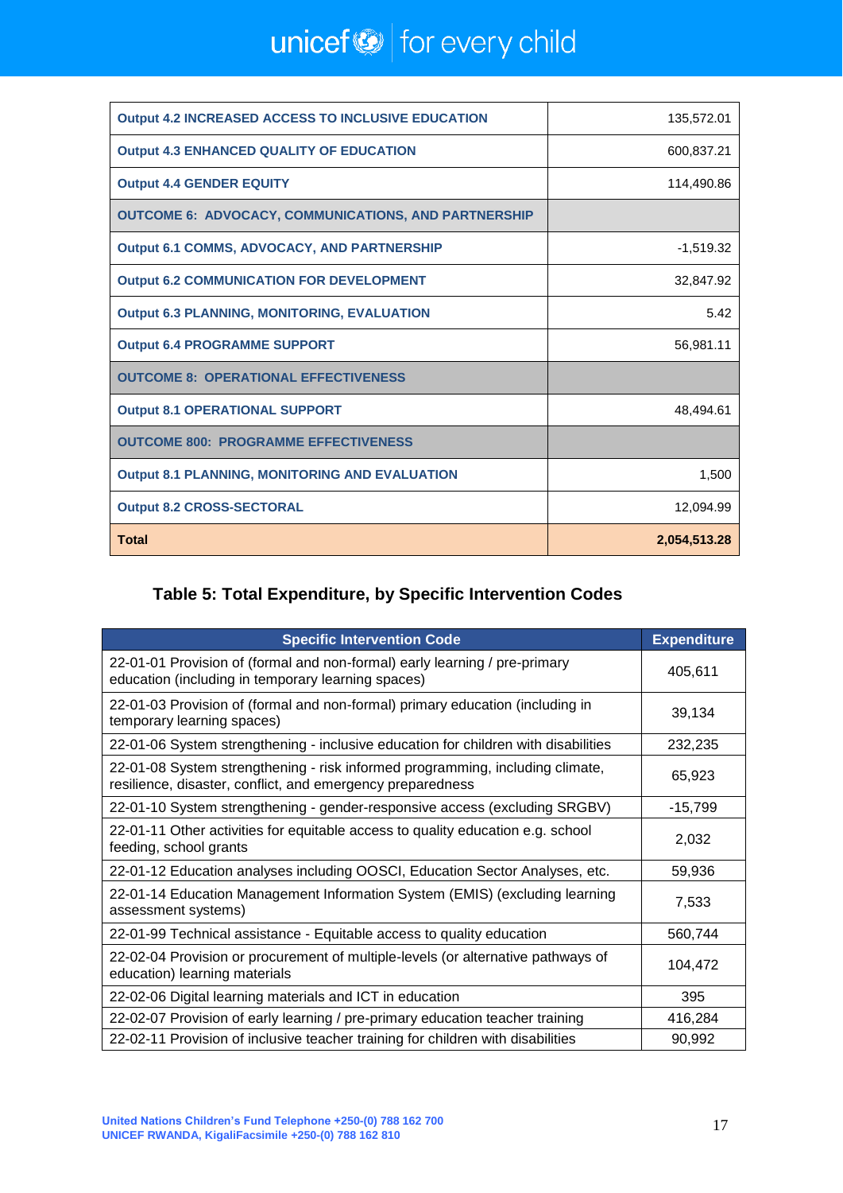| | |
|---|---|
| **Output 4.2 INCREASED ACCESS TO INCLUSIVE EDUCATION** | 135,572.01 |
| **Output 4.3 ENHANCED QUALITY OF EDUCATION** | 600,837.21 |
| **Output 4.4 GENDER EQUITY** | 114,490.86 |
| **OUTCOME 6: ADVOCACY, COMMUNICATIONS, AND PARTNERSHIP** | |
| **Output 6.1 COMMS, ADVOCACY, AND PARTNERSHIP** | -1,519.32 |
| **Output 6.2 COMMUNICATION FOR DEVELOPMENT** | 32,847.92 |
| **Output 6.3 PLANNING, MONITORING, EVALUATION** | 5.42 |
| **Output 6.4 PROGRAMME SUPPORT** | 56,981.11 |
| **OUTCOME 8: OPERATIONAL EFFECTIVENESS** | |
| **Output 8.1 OPERATIONAL SUPPORT** | 48,494.61 |
| **OUTCOME 800: PROGRAMME EFFECTIVENESS** | |
| **Output 8.1 PLANNING, MONITORING AND EVALUATION** | 1,500 |
| **Output 8.2 CROSS-SECTORAL** | 12,094.99 |
| **Total** | **2,054,513.28** |

### Table 5: Total Expenditure, by Specific Intervention Codes

| Specific Intervention Code | Expenditure |
|---|---|
| 22-01-01 Provision of (formal and non-formal) early learning / pre-primary education (including in temporary learning spaces) | 405,611 |
| 22-01-03 Provision of (formal and non-formal) primary education (including in temporary learning spaces) | 39,134 |
| 22-01-06 System strengthening - inclusive education for children with disabilities | 232,235 |
| 22-01-08 System strengthening - risk informed programming, including climate, resilience, disaster, conflict, and emergency preparedness | 65,923 |
| 22-01-10 System strengthening - gender-responsive access (excluding SRGBV) | -15,799 |
| 22-01-11 Other activities for equitable access to quality education e.g. school feeding, school grants | 2,032 |
| 22-01-12 Education analyses including OOSCI, Education Sector Analyses, etc. | 59,936 |
| 22-01-14 Education Management Information System (EMIS) (excluding learning assessment systems) | 7,533 |
| 22-01-99 Technical assistance - Equitable access to quality education | 560,744 |
| 22-02-04 Provision or procurement of multiple-levels (or alternative pathways of education) learning materials | 104,472 |
| 22-02-06 Digital learning materials and ICT in education | 395 |
| 22-02-07 Provision of early learning / pre-primary education teacher training | 416,284 |
| 22-02-11 Provision of inclusive teacher training for children with disabilities | 90,992 |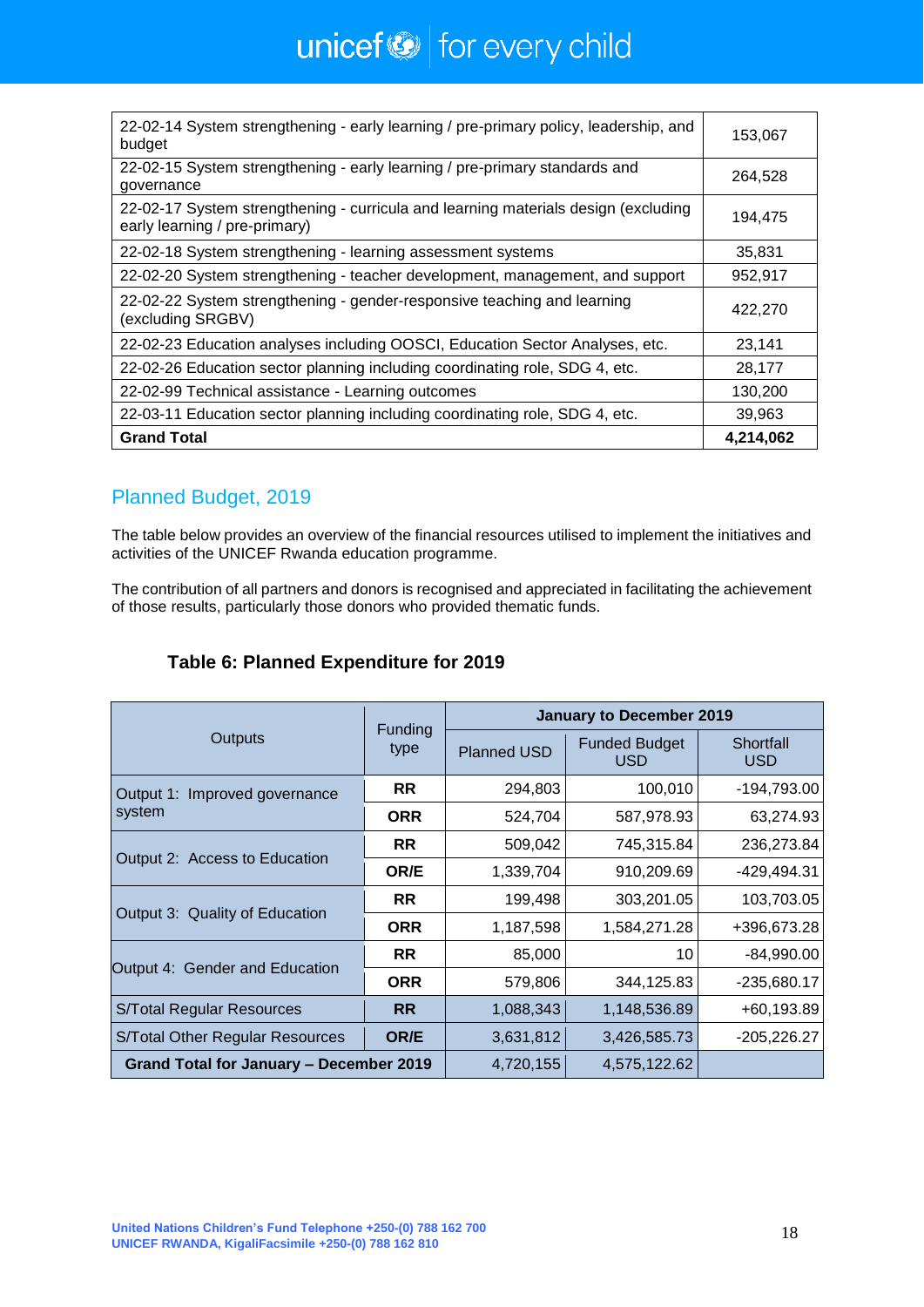| | |
|---|---|
| 22-02-14 System strengthening - early learning / pre-primary policy, leadership, and budget | 153,067 |
| 22-02-15 System strengthening - early learning / pre-primary standards and governance | 264,528 |
| 22-02-17 System strengthening - curricula and learning materials design (excluding early learning / pre-primary) | 194,475 |
| 22-02-18 System strengthening - learning assessment systems | 35,831 |
| 22-02-20 System strengthening - teacher development, management, and support | 952,917 |
| 22-02-22 System strengthening - gender-responsive teaching and learning (excluding SRGBV) | 422,270 |
| 22-02-23 Education analyses including OOSCI, Education Sector Analyses, etc. | 23,141 |
| 22-02-26 Education sector planning including coordinating role, SDG 4, etc. | 28,177 |
| 22-02-99 Technical assistance - Learning outcomes | 130,200 |
| 22-03-11 Education sector planning including coordinating role, SDG 4, etc. | 39,963 |
| **Grand Total** | **4,214,062** |

## Planned Budget, 2019

The table below provides an overview of the financial resources utilised to implement the initiatives and activities of the UNICEF Rwanda education programme.

The contribution of all partners and donors is recognised and appreciated in facilitating the achievement of those results, particularly those donors who provided thematic funds.

### Table 6: Planned Expenditure for 2019

| Outputs | Funding type | January to December 2019 | | |
|---|---|---|---|---|
| | | Planned USD | Funded Budget USD | Shortfall USD |
| Output 1: Improved governance system | **RR** | 294,803 | 100,010 | -194,793.00 |
| | **ORR** | 524,704 | 587,978.93 | 63,274.93 |
| Output 2: Access to Education | **RR** | 509,042 | 745,315.84 | 236,273.84 |
| | **OR/E** | 1,339,704 | 910,209.69 | -429,494.31 |
| Output 3: Quality of Education | **RR** | 199,498 | 303,201.05 | 103,703.05 |
| | **ORR** | 1,187,598 | 1,584,271.28 | +396,673.28 |
| Output 4: Gender and Education | **RR** | 85,000 | 10 | -84,990.00 |
| | **ORR** | 579,806 | 344,125.83 | -235,680.17 |
| S/Total Regular Resources | **RR** | 1,088,343 | 1,148,536.89 | +60,193.89 |
| S/Total Other Regular Resources | **OR/E** | 3,631,812 | 3,426,585.73 | -205,226.27 |
| **Grand Total for January – December 2019** | | 4,720,155 | 4,575,122.62 | |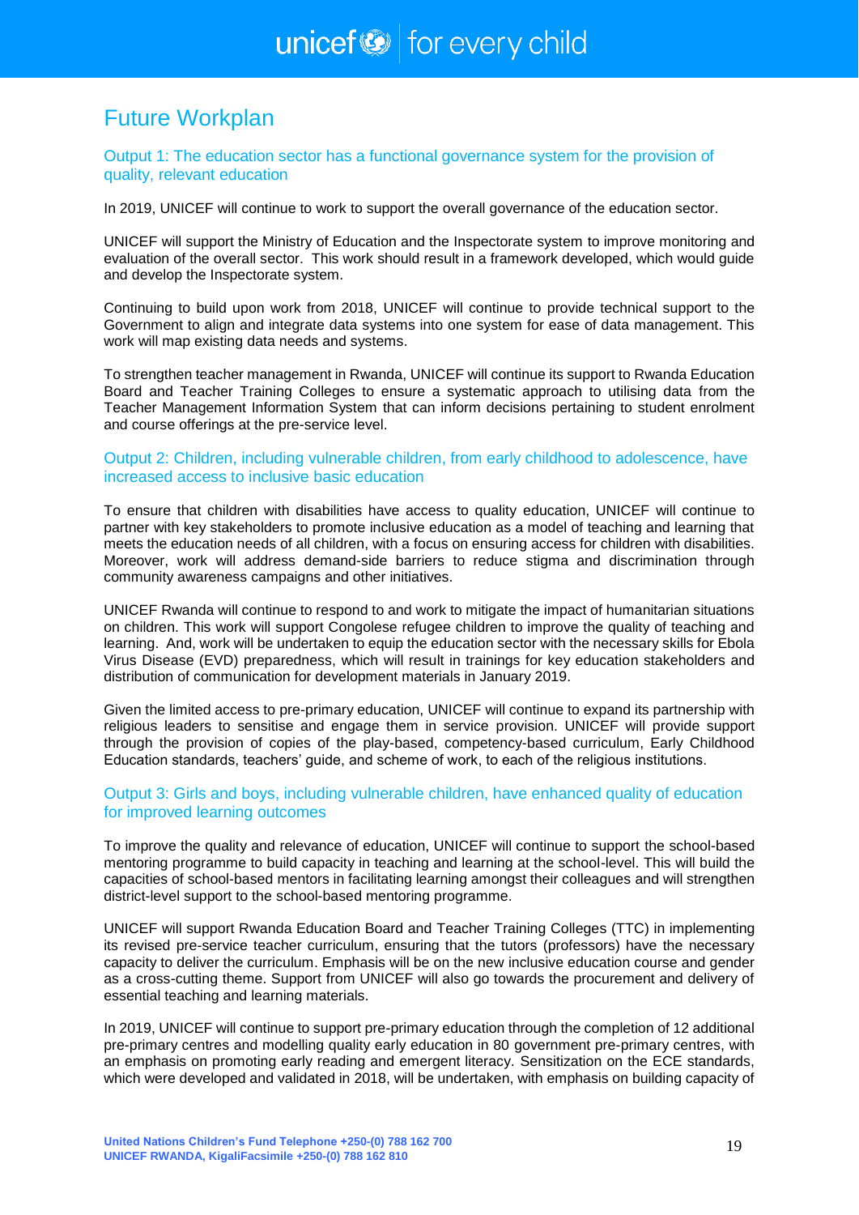# Future Workplan

## Output 1: The education sector has a functional governance system for the provision of quality, relevant education

In 2019, UNICEF will continue to work to support the overall governance of the education sector.

UNICEF will support the Ministry of Education and the Inspectorate system to improve monitoring and evaluation of the overall sector. This work should result in a framework developed, which would guide and develop the Inspectorate system.

Continuing to build upon work from 2018, UNICEF will continue to provide technical support to the Government to align and integrate data systems into one system for ease of data management. This work will map existing data needs and systems.

To strengthen teacher management in Rwanda, UNICEF will continue its support to Rwanda Education Board and Teacher Training Colleges to ensure a systematic approach to utilising data from the Teacher Management Information System that can inform decisions pertaining to student enrolment and course offerings at the pre-service level.

## Output 2: Children, including vulnerable children, from early childhood to adolescence, have increased access to inclusive basic education

To ensure that children with disabilities have access to quality education, UNICEF will continue to partner with key stakeholders to promote inclusive education as a model of teaching and learning that meets the education needs of all children, with a focus on ensuring access for children with disabilities. Moreover, work will address demand-side barriers to reduce stigma and discrimination through community awareness campaigns and other initiatives.

UNICEF Rwanda will continue to respond to and work to mitigate the impact of humanitarian situations on children. This work will support Congolese refugee children to improve the quality of teaching and learning. And, work will be undertaken to equip the education sector with the necessary skills for Ebola Virus Disease (EVD) preparedness, which will result in trainings for key education stakeholders and distribution of communication for development materials in January 2019.

Given the limited access to pre-primary education, UNICEF will continue to expand its partnership with religious leaders to sensitise and engage them in service provision. UNICEF will provide support through the provision of copies of the play-based, competency-based curriculum, Early Childhood Education standards, teachers' guide, and scheme of work, to each of the religious institutions.

## Output 3: Girls and boys, including vulnerable children, have enhanced quality of education for improved learning outcomes

To improve the quality and relevance of education, UNICEF will continue to support the school-based mentoring programme to build capacity in teaching and learning at the school-level. This will build the capacities of school-based mentors in facilitating learning amongst their colleagues and will strengthen district-level support to the school-based mentoring programme.

UNICEF will support Rwanda Education Board and Teacher Training Colleges (TTC) in implementing its revised pre-service teacher curriculum, ensuring that the tutors (professors) have the necessary capacity to deliver the curriculum. Emphasis will be on the new inclusive education course and gender as a cross-cutting theme. Support from UNICEF will also go towards the procurement and delivery of essential teaching and learning materials.

In 2019, UNICEF will continue to support pre-primary education through the completion of 12 additional pre-primary centres and modelling quality early education in 80 government pre-primary centres, with an emphasis on promoting early reading and emergent literacy. Sensitization on the ECE standards, which were developed and validated in 2018, will be undertaken, with emphasis on building capacity of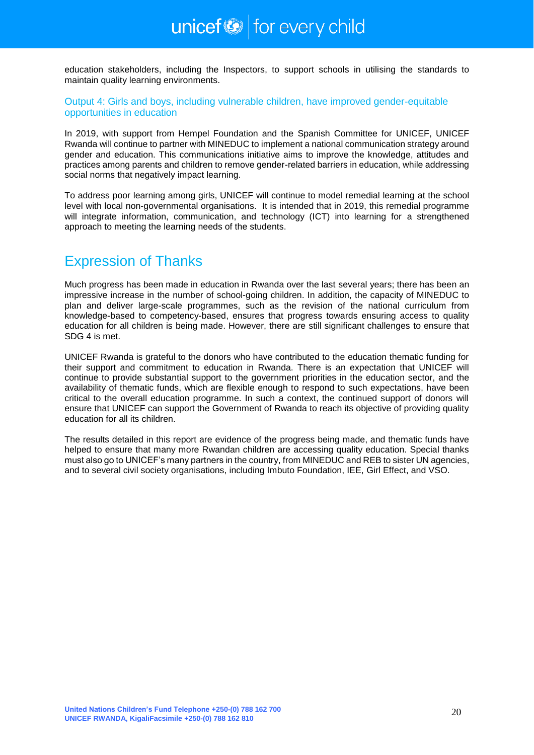education stakeholders, including the Inspectors, to support schools in utilising the standards to maintain quality learning environments.

### Output 4: Girls and boys, including vulnerable children, have improved gender-equitable opportunities in education

In 2019, with support from Hempel Foundation and the Spanish Committee for UNICEF, UNICEF Rwanda will continue to partner with MINEDUC to implement a national communication strategy around gender and education. This communications initiative aims to improve the knowledge, attitudes and practices among parents and children to remove gender-related barriers in education, while addressing social norms that negatively impact learning.

To address poor learning among girls, UNICEF will continue to model remedial learning at the school level with local non-governmental organisations. It is intended that in 2019, this remedial programme will integrate information, communication, and technology (ICT) into learning for a strengthened approach to meeting the learning needs of the students.

## Expression of Thanks

Much progress has been made in education in Rwanda over the last several years; there has been an impressive increase in the number of school-going children. In addition, the capacity of MINEDUC to plan and deliver large-scale programmes, such as the revision of the national curriculum from knowledge-based to competency-based, ensures that progress towards ensuring access to quality education for all children is being made. However, there are still significant challenges to ensure that SDG 4 is met.

UNICEF Rwanda is grateful to the donors who have contributed to the education thematic funding for their support and commitment to education in Rwanda. There is an expectation that UNICEF will continue to provide substantial support to the government priorities in the education sector, and the availability of thematic funds, which are flexible enough to respond to such expectations, have been critical to the overall education programme. In such a context, the continued support of donors will ensure that UNICEF can support the Government of Rwanda to reach its objective of providing quality education for all its children.

The results detailed in this report are evidence of the progress being made, and thematic funds have helped to ensure that many more Rwandan children are accessing quality education. Special thanks must also go to UNICEF's many partners in the country, from MINEDUC and REB to sister UN agencies, and to several civil society organisations, including Imbuto Foundation, IEE, Girl Effect, and VSO.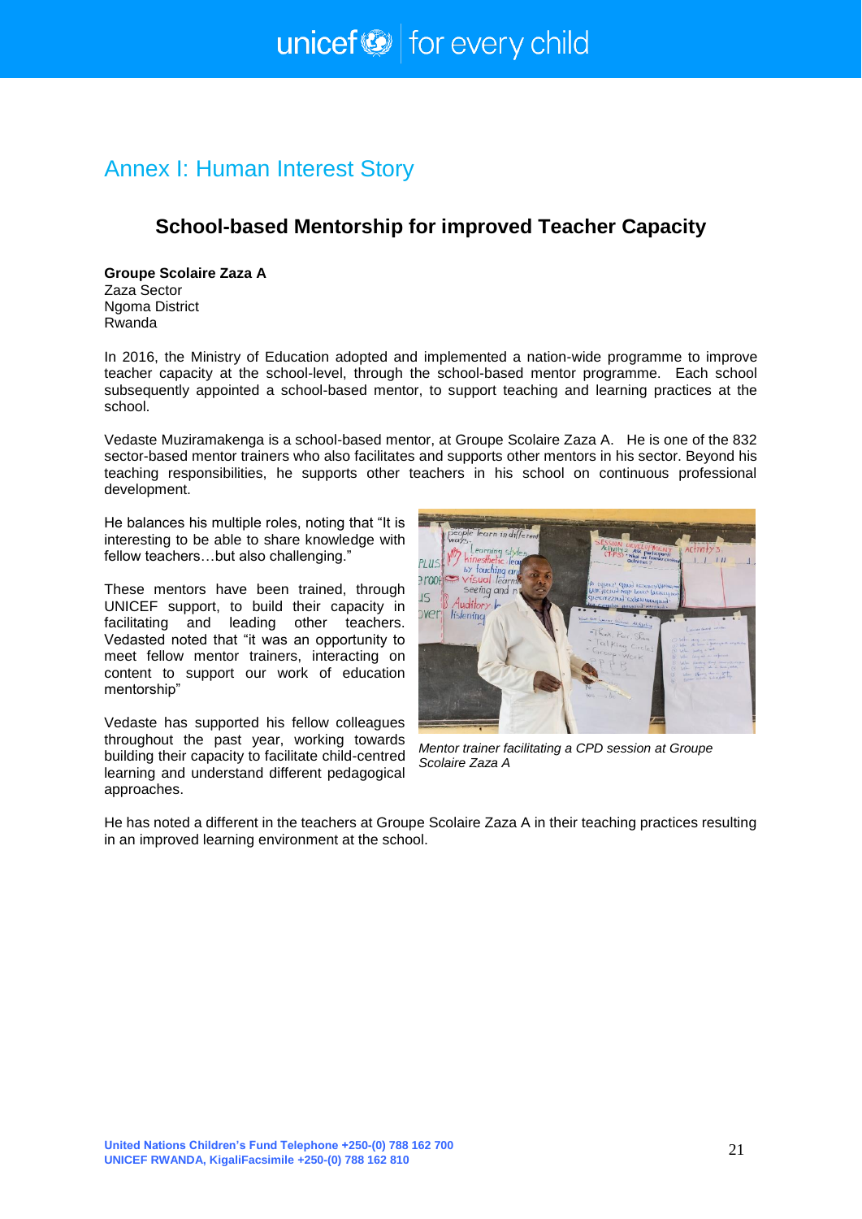# Annex I: Human Interest Story

## School-based Mentorship for improved Teacher Capacity

**Groupe Scolaire Zaza A**
Zaza Sector
Ngoma District
Rwanda

In 2016, the Ministry of Education adopted and implemented a nation-wide programme to improve teacher capacity at the school-level, through the school-based mentor programme. Each school subsequently appointed a school-based mentor, to support teaching and learning practices at the school.

Vedaste Muziramakenga is a school-based mentor, at Groupe Scolaire Zaza A. He is one of the 832 sector-based mentor trainers who also facilitates and supports other mentors in his sector. Beyond his teaching responsibilities, he supports other teachers in his school on continuous professional development.

He balances his multiple roles, noting that "It is interesting to be able to share knowledge with fellow teachers…but also challenging."

These mentors have been trained, through UNICEF support, to build their capacity in facilitating and leading other teachers. Vedasted noted that "it was an opportunity to meet fellow mentor trainers, interacting on content to support our work of education mentorship"

Vedaste has supported his fellow colleagues throughout the past year, working towards building their capacity to facilitate child-centred learning and understand different pedagogical approaches.

*Mentor trainer facilitating a CPD session at Groupe Scolaire Zaza A*

He has noted a different in the teachers at Groupe Scolaire Zaza A in their teaching practices resulting in an improved learning environment at the school.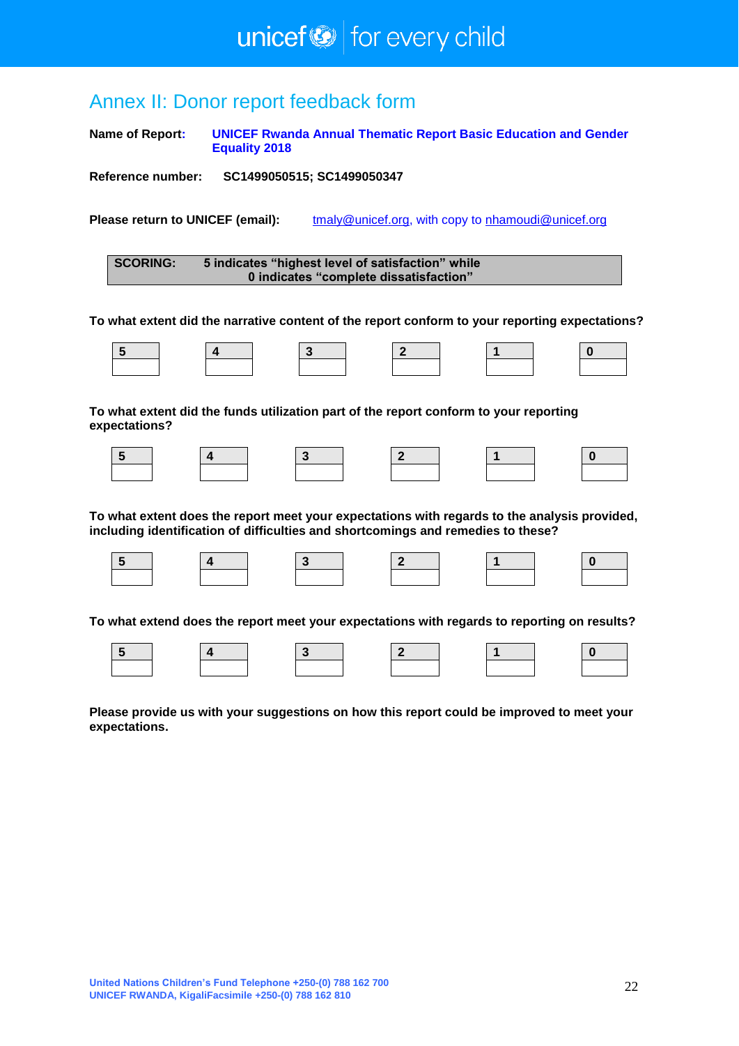# Annex II: Donor report feedback form

**Name of Report:** **UNICEF Rwanda Annual Thematic Report Basic Education and Gender Equality 2018**

**Reference number:** **SC1499050515; SC1499050347**

**Please return to UNICEF (email):** tmaly@unicef.org, with copy to nhamoudi@unicef.org

| **SCORING:** | **5 indicates "highest level of satisfaction" while 0 indicates "complete dissatisfaction"** |
|---|---|

**To what extent did the narrative content of the report conform to your reporting expectations?**

| 5 | 4 | 3 | 2 | 1 | 0 |
|---|---|---|---|---|---|
| | | | | | |

**To what extent did the funds utilization part of the report conform to your reporting expectations?**

| 5 | 4 | 3 | 2 | 1 | 0 |
|---|---|---|---|---|---|
| | | | | | |

**To what extent does the report meet your expectations with regards to the analysis provided, including identification of difficulties and shortcomings and remedies to these?**

| 5 | 4 | 3 | 2 | 1 | 0 |
|---|---|---|---|---|---|
| | | | | | |

**To what extend does the report meet your expectations with regards to reporting on results?**

| 5 | 4 | 3 | 2 | 1 | 0 |
|---|---|---|---|---|---|
| | | | | | |

**Please provide us with your suggestions on how this report could be improved to meet your expectations.**

**United Nations Children's Fund Telephone +250-(0) 788 162 700**
**UNICEF RWANDA, KigaliFacsimile +250-(0) 788 162 810**